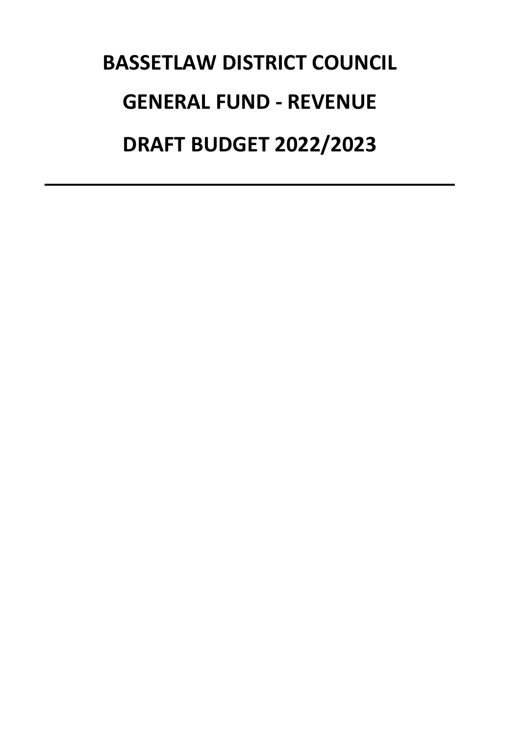# BASSETLAW DISTRICT COUNCIL

# GENERAL FUND - REVENUE

# DRAFT BUDGET 2022/2023

---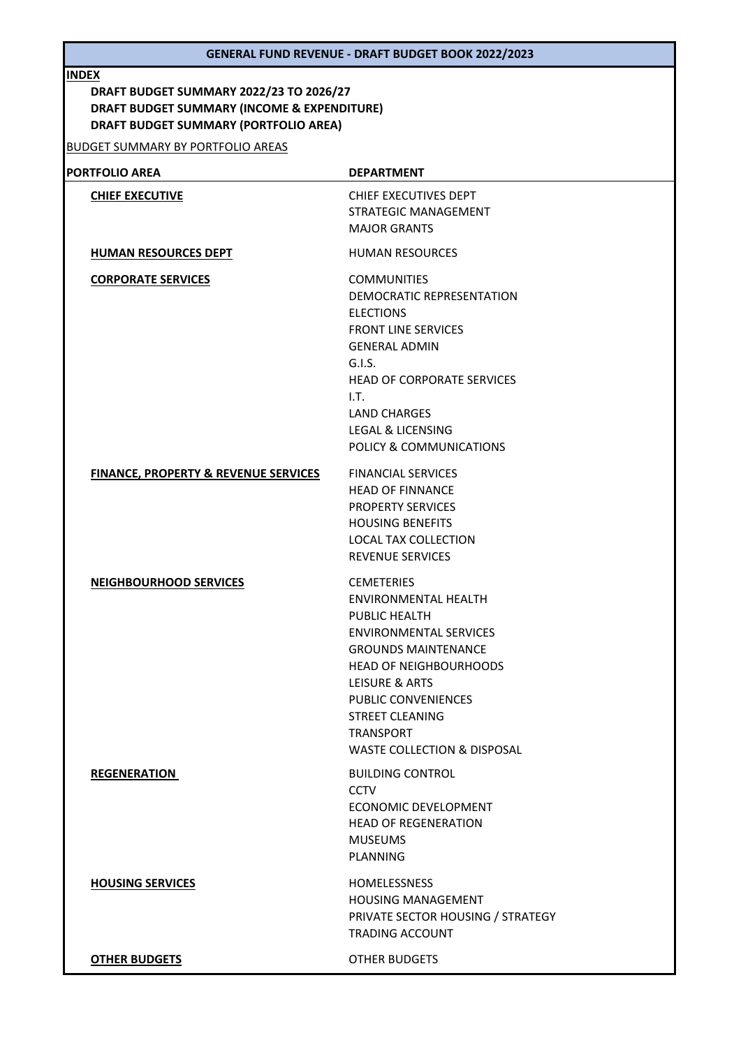# GENERAL FUND REVENUE - DRAFT BUDGET BOOK 2022/2023

**INDEX**

**DRAFT BUDGET SUMMARY 2022/23 TO 2026/27**
**DRAFT BUDGET SUMMARY (INCOME & EXPENDITURE)**
**DRAFT BUDGET SUMMARY (PORTFOLIO AREA)**

BUDGET SUMMARY BY PORTFOLIO AREAS

| PORTFOLIO AREA | DEPARTMENT |
|---|---|
| **CHIEF EXECUTIVE** | CHIEF EXECUTIVES DEPT |
| | STRATEGIC MANAGEMENT |
| | MAJOR GRANTS |
| **HUMAN RESOURCES DEPT** | HUMAN RESOURCES |
| **CORPORATE SERVICES** | COMMUNITIES |
| | DEMOCRATIC REPRESENTATION |
| | ELECTIONS |
| | FRONT LINE SERVICES |
| | GENERAL ADMIN |
| | G.I.S. |
| | HEAD OF CORPORATE SERVICES |
| | I.T. |
| | LAND CHARGES |
| | LEGAL & LICENSING |
| | POLICY & COMMUNICATIONS |
| **FINANCE, PROPERTY & REVENUE SERVICES** | FINANCIAL SERVICES |
| | HEAD OF FINNANCE |
| | PROPERTY SERVICES |
| | HOUSING BENEFITS |
| | LOCAL TAX COLLECTION |
| | REVENUE SERVICES |
| **NEIGHBOURHOOD SERVICES** | CEMETERIES |
| | ENVIRONMENTAL HEALTH |
| | PUBLIC HEALTH |
| | ENVIRONMENTAL SERVICES |
| | GROUNDS MAINTENANCE |
| | HEAD OF NEIGHBOURHOODS |
| | LEISURE & ARTS |
| | PUBLIC CONVENIENCES |
| | STREET CLEANING |
| | TRANSPORT |
| | WASTE COLLECTION & DISPOSAL |
| **REGENERATION** | BUILDING CONTROL |
| | CCTV |
| | ECONOMIC DEVELOPMENT |
| | HEAD OF REGENERATION |
| | MUSEUMS |
| | PLANNING |
| **HOUSING SERVICES** | HOMELESSNESS |
| | HOUSING MANAGEMENT |
| | PRIVATE SECTOR HOUSING / STRATEGY |
| | TRADING ACCOUNT |
| **OTHER BUDGETS** | OTHER BUDGETS |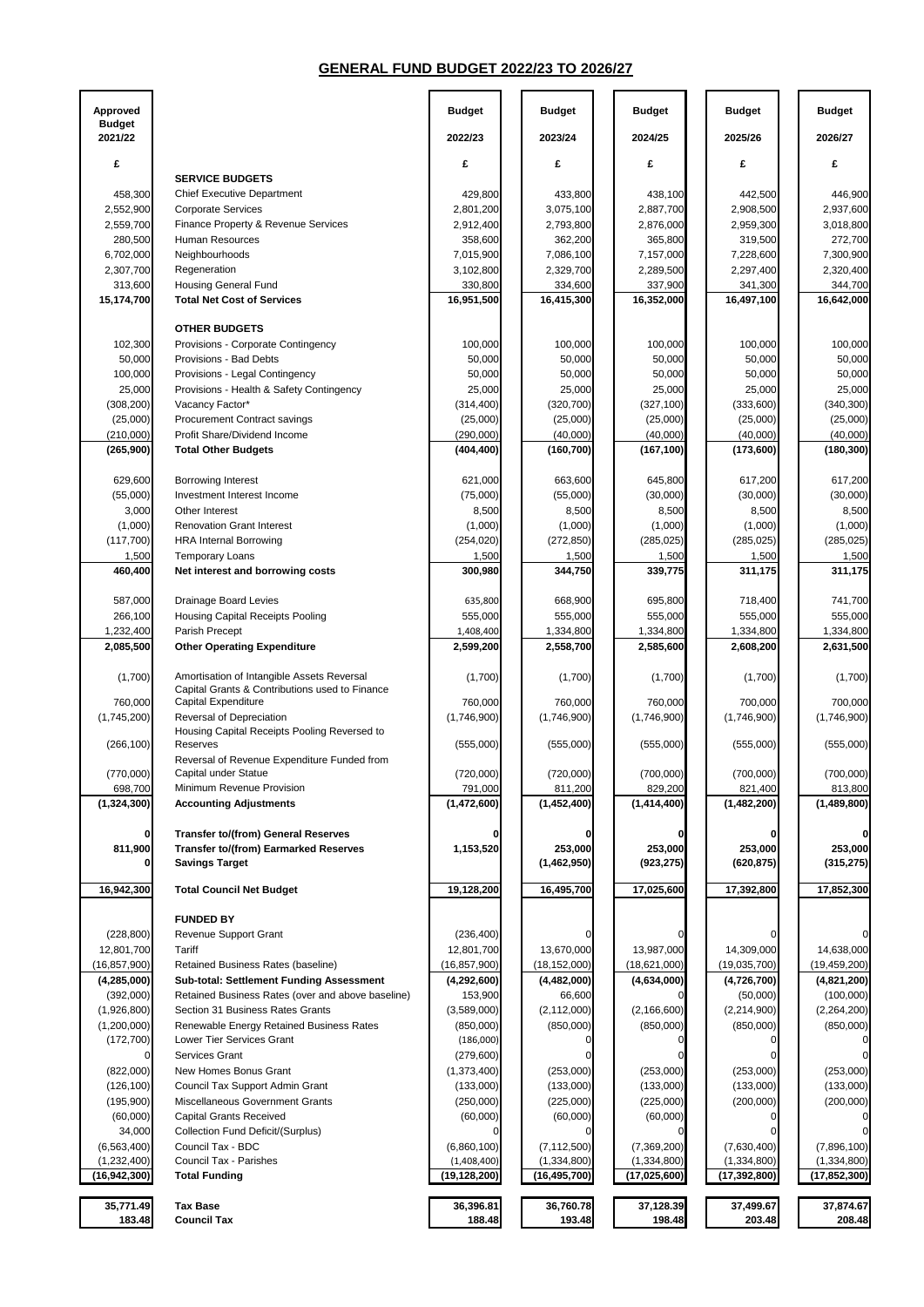# GENERAL FUND BUDGET 2022/23 TO 2026/27

| Approved Budget 2021/22 | | Budget 2022/23 | Budget 2023/24 | Budget 2024/25 | Budget 2025/26 | Budget 2026/27 |
|---|---|---|---|---|---|---|
| £ | | £ | £ | £ | £ | £ |
| | **SERVICE BUDGETS** | | | | | |
| 458,300 | Chief Executive Department | 429,800 | 433,800 | 438,100 | 442,500 | 446,900 |
| 2,552,900 | Corporate Services | 2,801,200 | 3,075,100 | 2,887,700 | 2,908,500 | 2,937,600 |
| 2,559,700 | Finance Property & Revenue Services | 2,912,400 | 2,793,800 | 2,876,000 | 2,959,300 | 3,018,800 |
| 280,500 | Human Resources | 358,600 | 362,200 | 365,800 | 319,500 | 272,700 |
| 6,702,000 | Neighbourhoods | 7,015,900 | 7,086,100 | 7,157,000 | 7,228,600 | 7,300,900 |
| 2,307,700 | Regeneration | 3,102,800 | 2,329,700 | 2,289,500 | 2,297,400 | 2,320,400 |
| 313,600 | Housing General Fund | 330,800 | 334,600 | 337,900 | 341,300 | 344,700 |
| **15,174,700** | **Total Net Cost of Services** | **16,951,500** | **16,415,300** | **16,352,000** | **16,497,100** | **16,642,000** |
| | **OTHER BUDGETS** | | | | | |
| 102,300 | Provisions - Corporate Contingency | 100,000 | 100,000 | 100,000 | 100,000 | 100,000 |
| 50,000 | Provisions - Bad Debts | 50,000 | 50,000 | 50,000 | 50,000 | 50,000 |
| 100,000 | Provisions - Legal Contingency | 50,000 | 50,000 | 50,000 | 50,000 | 50,000 |
| 25,000 | Provisions - Health & Safety Contingency | 25,000 | 25,000 | 25,000 | 25,000 | 25,000 |
| (308,200) | Vacancy Factor* | (314,400) | (320,700) | (327,100) | (333,600) | (340,300) |
| (25,000) | Procurement Contract savings | (25,000) | (25,000) | (25,000) | (25,000) | (25,000) |
| (210,000) | Profit Share/Dividend Income | (290,000) | (40,000) | (40,000) | (40,000) | (40,000) |
| **(265,900)** | **Total Other Budgets** | **(404,400)** | **(160,700)** | **(167,100)** | **(173,600)** | **(180,300)** |
| 629,600 | Borrowing Interest | 621,000 | 663,600 | 645,800 | 617,200 | 617,200 |
| (55,000) | Investment Interest Income | (75,000) | (55,000) | (30,000) | (30,000) | (30,000) |
| 3,000 | Other Interest | 8,500 | 8,500 | 8,500 | 8,500 | 8,500 |
| (1,000) | Renovation Grant Interest | (1,000) | (1,000) | (1,000) | (1,000) | (1,000) |
| (117,700) | HRA Internal Borrowing | (254,020) | (272,850) | (285,025) | (285,025) | (285,025) |
| 1,500 | Temporary Loans | 1,500 | 1,500 | 1,500 | 1,500 | 1,500 |
| **460,400** | **Net interest and borrowing costs** | **300,980** | **344,750** | **339,775** | **311,175** | **311,175** |
| 587,000 | Drainage Board Levies | 635,800 | 668,900 | 695,800 | 718,400 | 741,700 |
| 266,100 | Housing Capital Receipts Pooling | 555,000 | 555,000 | 555,000 | 555,000 | 555,000 |
| 1,232,400 | Parish Precept | 1,408,400 | 1,334,800 | 1,334,800 | 1,334,800 | 1,334,800 |
| **2,085,500** | **Other Operating Expenditure** | **2,599,200** | **2,558,700** | **2,585,600** | **2,608,200** | **2,631,500** |
| (1,700) | Amortisation of Intangible Assets Reversal | (1,700) | (1,700) | (1,700) | (1,700) | (1,700) |
| 760,000 | Capital Grants & Contributions used to Finance Capital Expenditure | 760,000 | 760,000 | 760,000 | 700,000 | 700,000 |
| (1,745,200) | Reversal of Depreciation | (1,746,900) | (1,746,900) | (1,746,900) | (1,746,900) | (1,746,900) |
| (266,100) | Housing Capital Receipts Pooling Reversed to Reserves | (555,000) | (555,000) | (555,000) | (555,000) | (555,000) |
| (770,000) | Reversal of Revenue Expenditure Funded from Capital under Statue | (720,000) | (720,000) | (700,000) | (700,000) | (700,000) |
| 698,700 | Minimum Revenue Provision | 791,000 | 811,200 | 829,200 | 821,400 | 813,800 |
| **(1,324,300)** | **Accounting Adjustments** | **(1,472,600)** | **(1,452,400)** | **(1,414,400)** | **(1,482,200)** | **(1,489,800)** |
| **0** | **Transfer to/(from) General Reserves** | **0** | **0** | **0** | **0** | **0** |
| **811,900** | **Transfer to/(from) Earmarked Reserves** | **1,153,520** | **253,000** | **253,000** | **253,000** | **253,000** |
| **0** | **Savings Target** | | **(1,462,950)** | **(923,275)** | **(620,875)** | **(315,275)** |
| **16,942,300** | **Total Council Net Budget** | **19,128,200** | **16,495,700** | **17,025,600** | **17,392,800** | **17,852,300** |
| | **FUNDED BY** | | | | | |
| (228,800) | Revenue Support Grant | (236,400) | 0 | 0 | 0 | 0 |
| 12,801,700 | Tariff | 12,801,700 | 13,670,000 | 13,987,000 | 14,309,000 | 14,638,000 |
| (16,857,900) | Retained Business Rates (baseline) | (16,857,900) | (18,152,000) | (18,621,000) | (19,035,700) | (19,459,200) |
| **(4,285,000)** | **Sub-total: Settlement Funding Assessment** | **(4,292,600)** | **(4,482,000)** | **(4,634,000)** | **(4,726,700)** | **(4,821,200)** |
| (392,000) | Retained Business Rates (over and above baseline) | 153,900 | 66,600 | 0 | (50,000) | (100,000) |
| (1,926,800) | Section 31 Business Rates Grants | (3,589,000) | (2,112,000) | (2,166,600) | (2,214,900) | (2,264,200) |
| (1,200,000) | Renewable Energy Retained Business Rates | (850,000) | (850,000) | (850,000) | (850,000) | (850,000) |
| (172,700) | Lower Tier Services Grant | (186,000) | 0 | 0 | 0 | 0 |
| 0 | Services Grant | (279,600) | 0 | 0 | 0 | 0 |
| (822,000) | New Homes Bonus Grant | (1,373,400) | (253,000) | (253,000) | (253,000) | (253,000) |
| (126,100) | Council Tax Support Admin Grant | (133,000) | (133,000) | (133,000) | (133,000) | (133,000) |
| (195,900) | Miscellaneous Government Grants | (250,000) | (225,000) | (225,000) | (200,000) | (200,000) |
| (60,000) | Capital Grants Received | (60,000) | (60,000) | (60,000) | 0 | 0 |
| 34,000 | Collection Fund Deficit/(Surplus) | 0 | 0 | 0 | 0 | 0 |
| (6,563,400) | Council Tax - BDC | (6,860,100) | (7,112,500) | (7,369,200) | (7,630,400) | (7,896,100) |
| (1,232,400) | Council Tax - Parishes | (1,408,400) | (1,334,800) | (1,334,800) | (1,334,800) | (1,334,800) |
| **(16,942,300)** | **Total Funding** | **(19,128,200)** | **(16,495,700)** | **(17,025,600)** | **(17,392,800)** | **(17,852,300)** |
| **35,771.49** | **Tax Base** | **36,396.81** | **36,760.78** | **37,128.39** | **37,499.67** | **37,874.67** |
| **183.48** | **Council Tax** | **188.48** | **193.48** | **198.48** | **203.48** | **208.48** |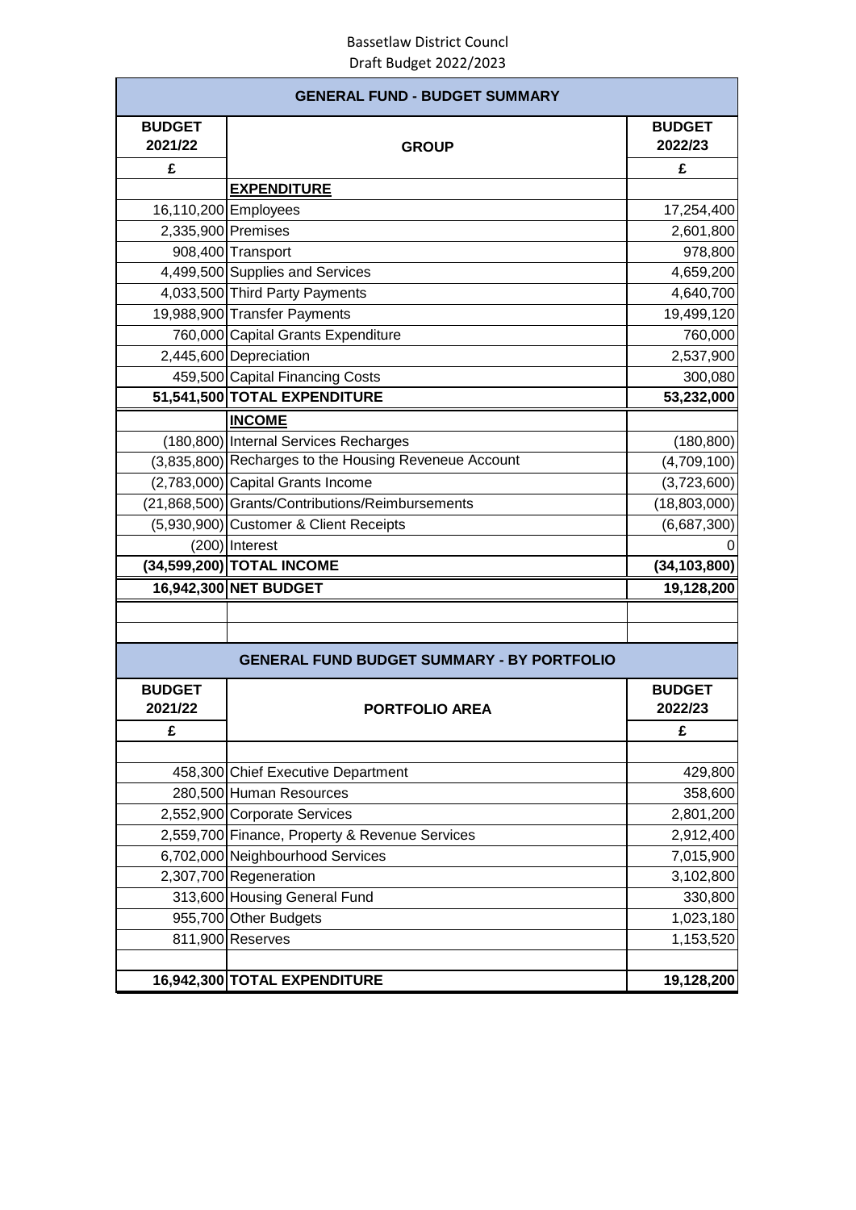Bassetlaw District Councl
Draft Budget 2022/2023

| GENERAL FUND - BUDGET SUMMARY | | |
|---|---|---|
| **BUDGET 2021/22** | **GROUP** | **BUDGET 2022/23** |
| **£** | | **£** |
| | **EXPENDITURE** | |
| 16,110,200 | Employees | 17,254,400 |
| 2,335,900 | Premises | 2,601,800 |
| 908,400 | Transport | 978,800 |
| 4,499,500 | Supplies and Services | 4,659,200 |
| 4,033,500 | Third Party Payments | 4,640,700 |
| 19,988,900 | Transfer Payments | 19,499,120 |
| 760,000 | Capital Grants Expenditure | 760,000 |
| 2,445,600 | Depreciation | 2,537,900 |
| 459,500 | Capital Financing Costs | 300,080 |
| **51,541,500** | **TOTAL EXPENDITURE** | **53,232,000** |
| | **INCOME** | |
| (180,800) | Internal Services Recharges | (180,800) |
| (3,835,800) | Recharges to the Housing Reveneue Account | (4,709,100) |
| (2,783,000) | Capital Grants Income | (3,723,600) |
| (21,868,500) | Grants/Contributions/Reimbursements | (18,803,000) |
| (5,930,900) | Customer & Client Receipts | (6,687,300) |
| (200) | Interest | 0 |
| **(34,599,200)** | **TOTAL INCOME** | **(34,103,800)** |
| **16,942,300** | **NET BUDGET** | **19,128,200** |

| GENERAL FUND BUDGET SUMMARY - BY PORTFOLIO | | |
|---|---|---|
| **BUDGET 2021/22** | **PORTFOLIO AREA** | **BUDGET 2022/23** |
| **£** | | **£** |
| 458,300 | Chief Executive Department | 429,800 |
| 280,500 | Human Resources | 358,600 |
| 2,552,900 | Corporate Services | 2,801,200 |
| 2,559,700 | Finance, Property & Revenue Services | 2,912,400 |
| 6,702,000 | Neighbourhood Services | 7,015,900 |
| 2,307,700 | Regeneration | 3,102,800 |
| 313,600 | Housing General Fund | 330,800 |
| 955,700 | Other Budgets | 1,023,180 |
| 811,900 | Reserves | 1,153,520 |
| **16,942,300** | **TOTAL EXPENDITURE** | **19,128,200** |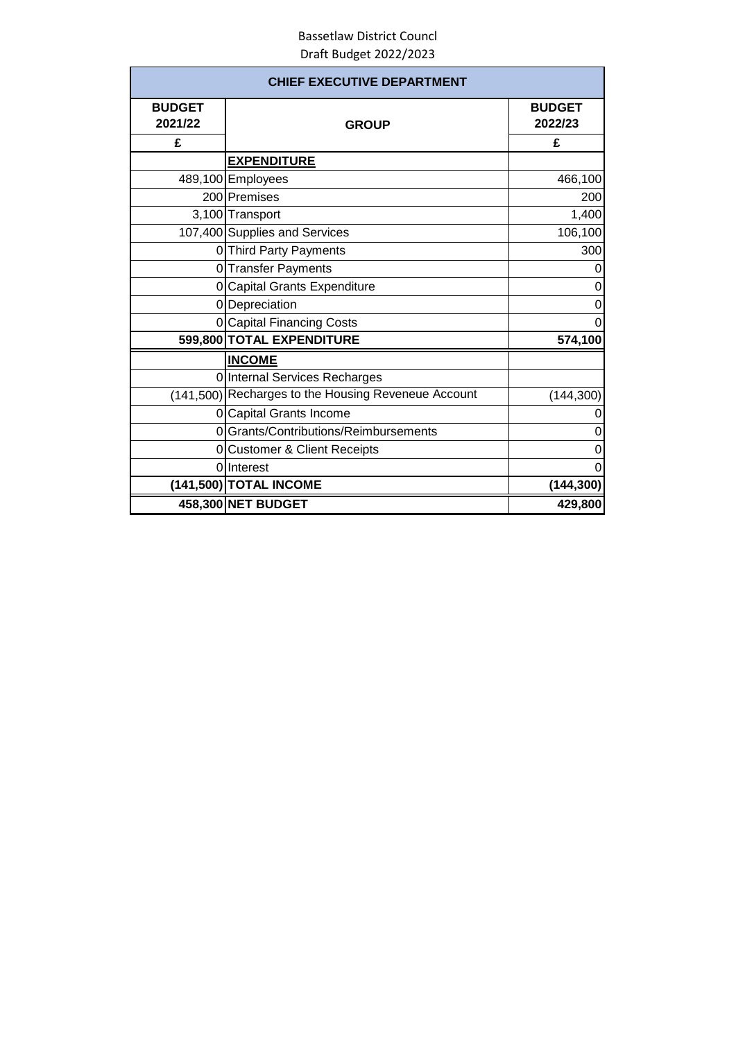Bassetlaw District Councl
Draft Budget 2022/2023

| CHIEF EXECUTIVE DEPARTMENT | | |
|---|---|---|
| **BUDGET 2021/22** | **GROUP** | **BUDGET 2022/23** |
| **£** | | **£** |
| | **<u>EXPENDITURE</u>** | |
| 489,100 | Employees | 466,100 |
| 200 | Premises | 200 |
| 3,100 | Transport | 1,400 |
| 107,400 | Supplies and Services | 106,100 |
| 0 | Third Party Payments | 300 |
| 0 | Transfer Payments | 0 |
| 0 | Capital Grants Expenditure | 0 |
| 0 | Depreciation | 0 |
| 0 | Capital Financing Costs | 0 |
| **599,800** | **TOTAL EXPENDITURE** | **574,100** |
| | **<u>INCOME</u>** | |
| 0 | Internal Services Recharges | |
| (141,500) | Recharges to the Housing Reveneue Account | (144,300) |
| 0 | Capital Grants Income | 0 |
| 0 | Grants/Contributions/Reimbursements | 0 |
| 0 | Customer & Client Receipts | 0 |
| 0 | Interest | 0 |
| **(141,500)** | **TOTAL INCOME** | **(144,300)** |
| **458,300** | **NET BUDGET** | **429,800** |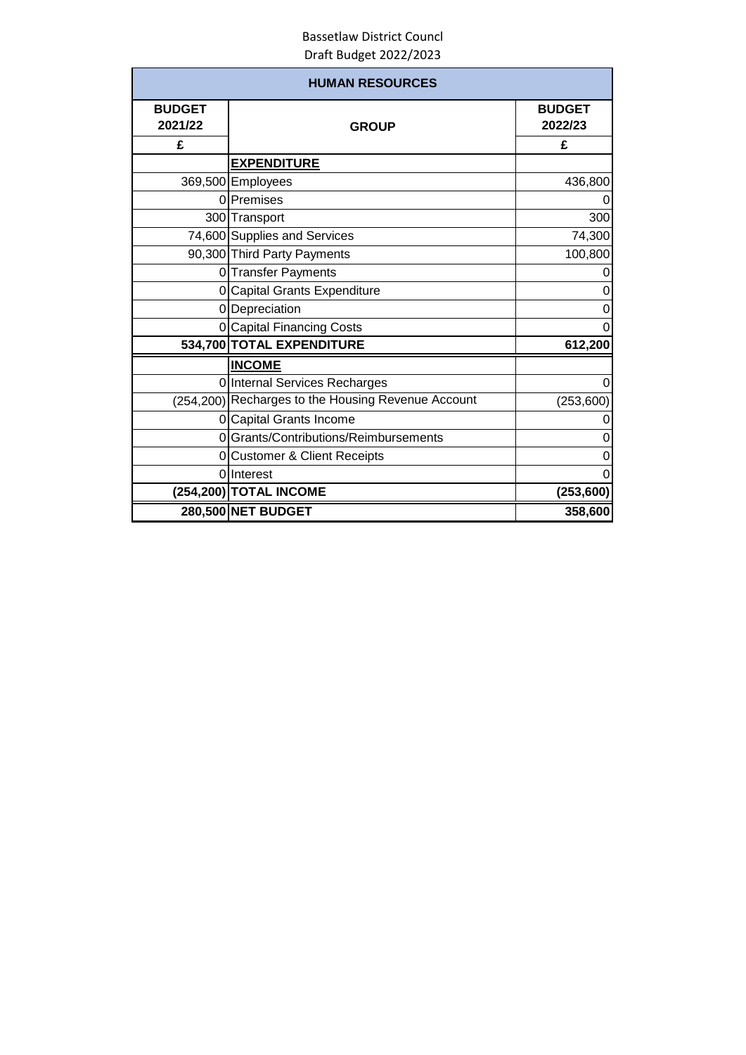Bassetlaw District Councl
Draft Budget 2022/2023

| HUMAN RESOURCES | | |
|---|---|---|
| **BUDGET 2021/22** | **GROUP** | **BUDGET 2022/23** |
| **£** | | **£** |
| | **EXPENDITURE** | |
| 369,500 | Employees | 436,800 |
| 0 | Premises | 0 |
| 300 | Transport | 300 |
| 74,600 | Supplies and Services | 74,300 |
| 90,300 | Third Party Payments | 100,800 |
| 0 | Transfer Payments | 0 |
| 0 | Capital Grants Expenditure | 0 |
| 0 | Depreciation | 0 |
| 0 | Capital Financing Costs | 0 |
| **534,700** | **TOTAL EXPENDITURE** | **612,200** |
| | **INCOME** | |
| 0 | Internal Services Recharges | 0 |
| (254,200) | Recharges to the Housing Revenue Account | (253,600) |
| 0 | Capital Grants Income | 0 |
| 0 | Grants/Contributions/Reimbursements | 0 |
| 0 | Customer & Client Receipts | 0 |
| 0 | Interest | 0 |
| **(254,200)** | **TOTAL INCOME** | **(253,600)** |
| **280,500** | **NET BUDGET** | **358,600** |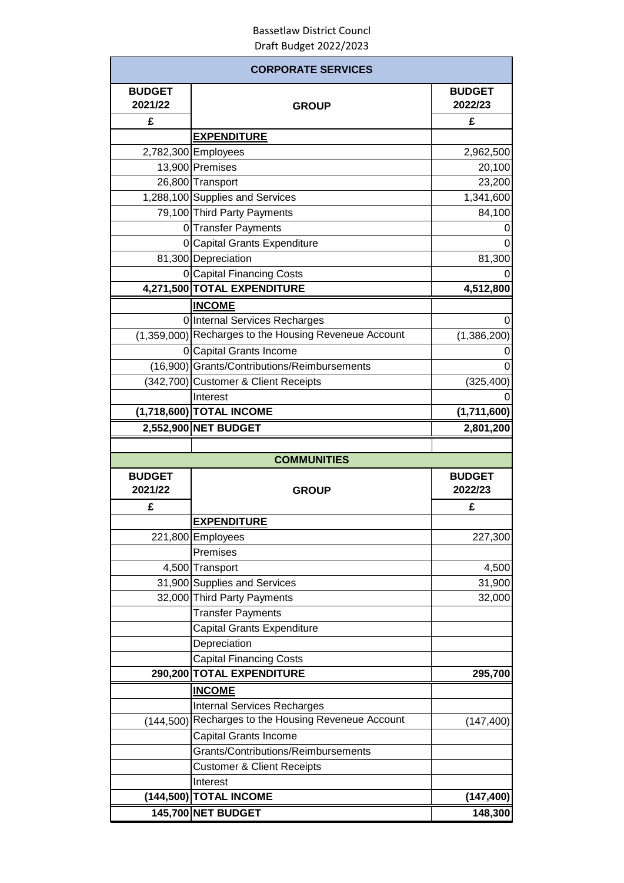Bassetlaw District Councl

Draft Budget 2022/2023

| CORPORATE SERVICES | | |
|---|---|---|
| **BUDGET 2021/22** | **GROUP** | **BUDGET 2022/23** |
| **£** | | **£** |
| | **EXPENDITURE** | |
| 2,782,300 | Employees | 2,962,500 |
| 13,900 | Premises | 20,100 |
| 26,800 | Transport | 23,200 |
| 1,288,100 | Supplies and Services | 1,341,600 |
| 79,100 | Third Party Payments | 84,100 |
| 0 | Transfer Payments | 0 |
| 0 | Capital Grants Expenditure | 0 |
| 81,300 | Depreciation | 81,300 |
| 0 | Capital Financing Costs | 0 |
| **4,271,500** | **TOTAL EXPENDITURE** | **4,512,800** |
| | **INCOME** | |
| 0 | Internal Services Recharges | 0 |
| (1,359,000) | Recharges to the Housing Reveneue Account | (1,386,200) |
| 0 | Capital Grants Income | 0 |
| (16,900) | Grants/Contributions/Reimbursements | 0 |
| (342,700) | Customer & Client Receipts | (325,400) |
| | Interest | 0 |
| **(1,718,600)** | **TOTAL INCOME** | **(1,711,600)** |
| **2,552,900** | **NET BUDGET** | **2,801,200** |

| COMMUNITIES | | |
|---|---|---|
| **BUDGET 2021/22** | **GROUP** | **BUDGET 2022/23** |
| **£** | | **£** |
| | **EXPENDITURE** | |
| 221,800 | Employees | 227,300 |
| | Premises | |
| 4,500 | Transport | 4,500 |
| 31,900 | Supplies and Services | 31,900 |
| 32,000 | Third Party Payments | 32,000 |
| | Transfer Payments | |
| | Capital Grants Expenditure | |
| | Depreciation | |
| | Capital Financing Costs | |
| **290,200** | **TOTAL EXPENDITURE** | **295,700** |
| | **INCOME** | |
| | Internal Services Recharges | |
| (144,500) | Recharges to the Housing Reveneue Account | (147,400) |
| | Capital Grants Income | |
| | Grants/Contributions/Reimbursements | |
| | Customer & Client Receipts | |
| | Interest | |
| **(144,500)** | **TOTAL INCOME** | **(147,400)** |
| **145,700** | **NET BUDGET** | **148,300** |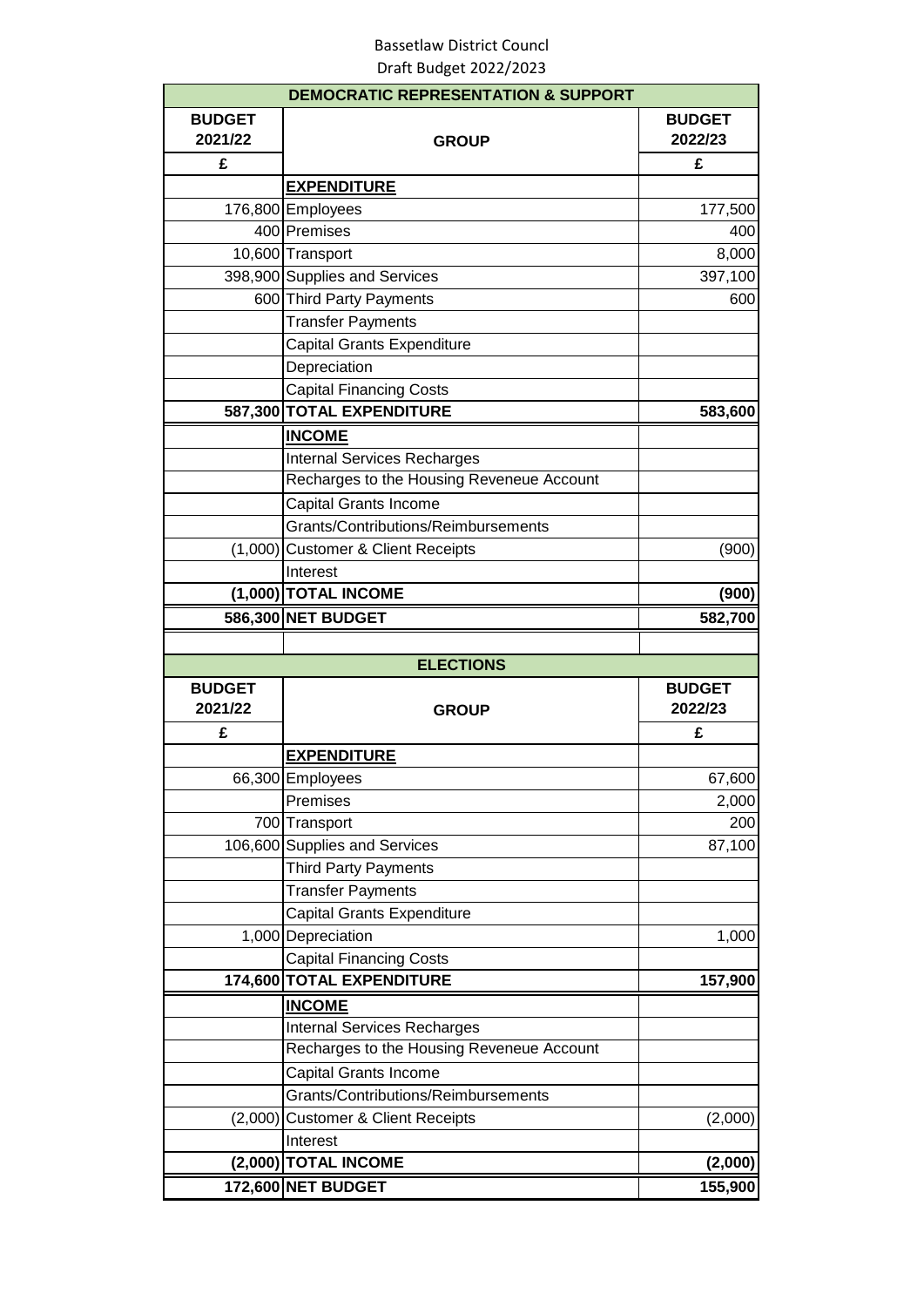Bassetlaw District Councl
Draft Budget 2022/2023

| DEMOCRATIC REPRESENTATION & SUPPORT | | |
|---|---|---|
| **BUDGET 2021/22** | **GROUP** | **BUDGET 2022/23** |
| **£** | | **£** |
| | **EXPENDITURE** | |
| 176,800 | Employees | 177,500 |
| 400 | Premises | 400 |
| 10,600 | Transport | 8,000 |
| 398,900 | Supplies and Services | 397,100 |
| 600 | Third Party Payments | 600 |
| | Transfer Payments | |
| | Capital Grants Expenditure | |
| | Depreciation | |
| | Capital Financing Costs | |
| **587,300** | **TOTAL EXPENDITURE** | **583,600** |
| | **INCOME** | |
| | Internal Services Recharges | |
| | Recharges to the Housing Reveneue Account | |
| | Capital Grants Income | |
| | Grants/Contributions/Reimbursements | |
| (1,000) | Customer & Client Receipts | (900) |
| | Interest | |
| **(1,000)** | **TOTAL INCOME** | **(900)** |
| **586,300** | **NET BUDGET** | **582,700** |

| ELECTIONS | | |
|---|---|---|
| **BUDGET 2021/22** | **GROUP** | **BUDGET 2022/23** |
| **£** | | **£** |
| | **EXPENDITURE** | |
| 66,300 | Employees | 67,600 |
| | Premises | 2,000 |
| 700 | Transport | 200 |
| 106,600 | Supplies and Services | 87,100 |
| | Third Party Payments | |
| | Transfer Payments | |
| | Capital Grants Expenditure | |
| 1,000 | Depreciation | 1,000 |
| | Capital Financing Costs | |
| **174,600** | **TOTAL EXPENDITURE** | **157,900** |
| | **INCOME** | |
| | Internal Services Recharges | |
| | Recharges to the Housing Reveneue Account | |
| | Capital Grants Income | |
| | Grants/Contributions/Reimbursements | |
| (2,000) | Customer & Client Receipts | (2,000) |
| | Interest | |
| **(2,000)** | **TOTAL INCOME** | **(2,000)** |
| **172,600** | **NET BUDGET** | **155,900** |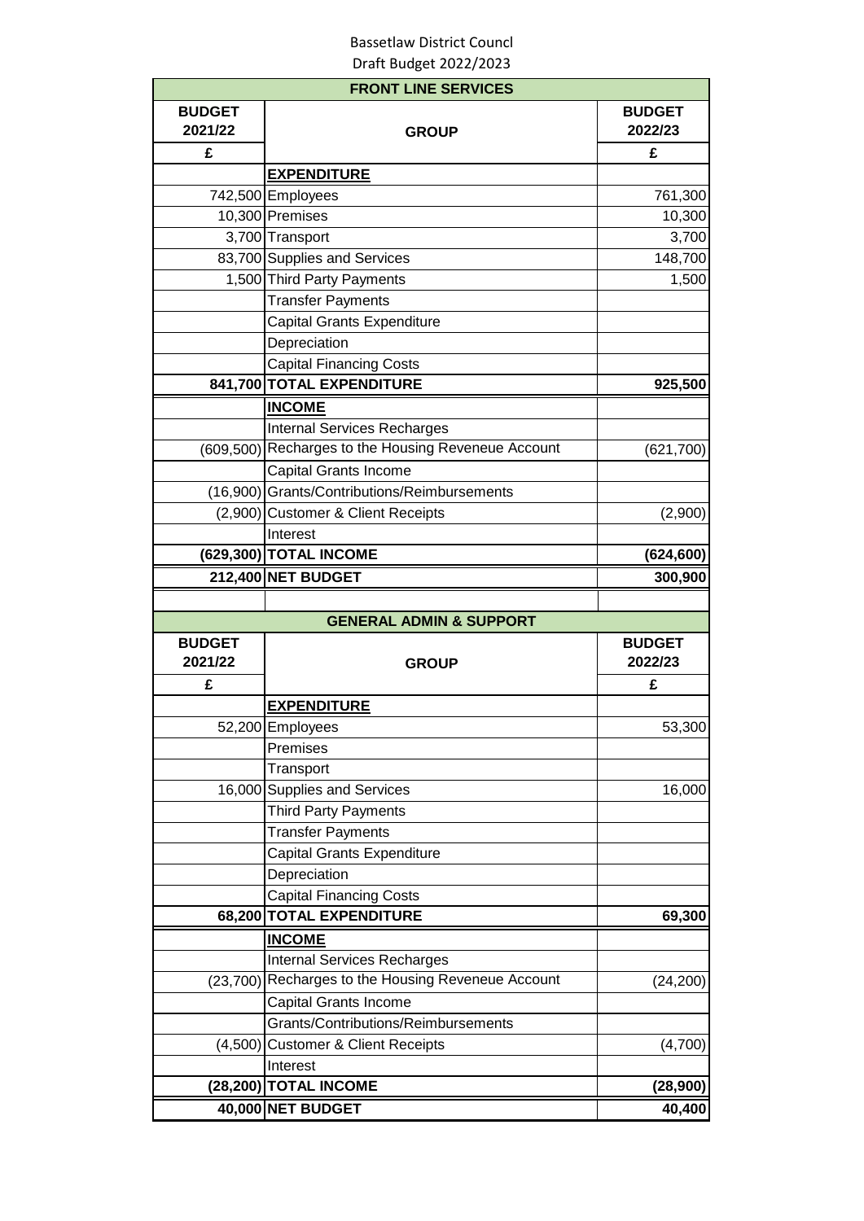Bassetlaw District Councl

Draft Budget 2022/2023

| FRONT LINE SERVICES | | |
|---|---|---|
| **BUDGET 2021/22** | **GROUP** | **BUDGET 2022/23** |
| **£** | | **£** |
| | **EXPENDITURE** | |
| 742,500 | Employees | 761,300 |
| 10,300 | Premises | 10,300 |
| 3,700 | Transport | 3,700 |
| 83,700 | Supplies and Services | 148,700 |
| 1,500 | Third Party Payments | 1,500 |
| | Transfer Payments | |
| | Capital Grants Expenditure | |
| | Depreciation | |
| | Capital Financing Costs | |
| **841,700** | **TOTAL EXPENDITURE** | **925,500** |
| | **INCOME** | |
| | Internal Services Recharges | |
| (609,500) | Recharges to the Housing Reveneue Account | (621,700) |
| | Capital Grants Income | |
| (16,900) | Grants/Contributions/Reimbursements | |
| (2,900) | Customer & Client Receipts | (2,900) |
| | Interest | |
| **(629,300)** | **TOTAL INCOME** | **(624,600)** |
| **212,400** | **NET BUDGET** | **300,900** |

| GENERAL ADMIN & SUPPORT | | |
|---|---|---|
| **BUDGET 2021/22** | **GROUP** | **BUDGET 2022/23** |
| **£** | | **£** |
| | **EXPENDITURE** | |
| 52,200 | Employees | 53,300 |
| | Premises | |
| | Transport | |
| 16,000 | Supplies and Services | 16,000 |
| | Third Party Payments | |
| | Transfer Payments | |
| | Capital Grants Expenditure | |
| | Depreciation | |
| | Capital Financing Costs | |
| **68,200** | **TOTAL EXPENDITURE** | **69,300** |
| | **INCOME** | |
| | Internal Services Recharges | |
| (23,700) | Recharges to the Housing Reveneue Account | (24,200) |
| | Capital Grants Income | |
| | Grants/Contributions/Reimbursements | |
| (4,500) | Customer & Client Receipts | (4,700) |
| | Interest | |
| **(28,200)** | **TOTAL INCOME** | **(28,900)** |
| **40,000** | **NET BUDGET** | **40,400** |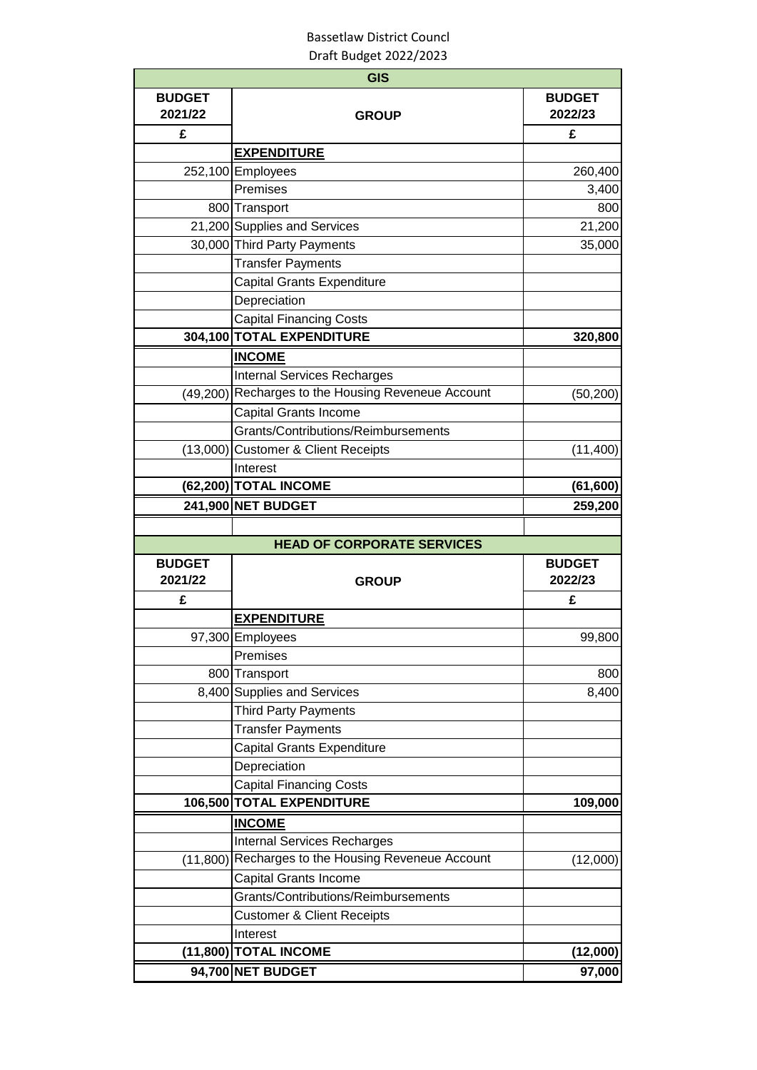Bassetlaw District Councl

Draft Budget 2022/2023

| GIS | | |
|---|---|---|
| **BUDGET 2021/22** | **GROUP** | **BUDGET 2022/23** |
| **£** | | **£** |
| | **EXPENDITURE** | |
| 252,100 | Employees | 260,400 |
| | Premises | 3,400 |
| 800 | Transport | 800 |
| 21,200 | Supplies and Services | 21,200 |
| 30,000 | Third Party Payments | 35,000 |
| | Transfer Payments | |
| | Capital Grants Expenditure | |
| | Depreciation | |
| | Capital Financing Costs | |
| **304,100** | **TOTAL EXPENDITURE** | **320,800** |
| | **INCOME** | |
| | Internal Services Recharges | |
| (49,200) | Recharges to the Housing Reveneue Account | (50,200) |
| | Capital Grants Income | |
| | Grants/Contributions/Reimbursements | |
| (13,000) | Customer & Client Receipts | (11,400) |
| | Interest | |
| **(62,200)** | **TOTAL INCOME** | **(61,600)** |
| **241,900** | **NET BUDGET** | **259,200** |

| HEAD OF CORPORATE SERVICES | | |
|---|---|---|
| **BUDGET 2021/22** | **GROUP** | **BUDGET 2022/23** |
| **£** | | **£** |
| | **EXPENDITURE** | |
| 97,300 | Employees | 99,800 |
| | Premises | |
| 800 | Transport | 800 |
| 8,400 | Supplies and Services | 8,400 |
| | Third Party Payments | |
| | Transfer Payments | |
| | Capital Grants Expenditure | |
| | Depreciation | |
| | Capital Financing Costs | |
| **106,500** | **TOTAL EXPENDITURE** | **109,000** |
| | **INCOME** | |
| | Internal Services Recharges | |
| (11,800) | Recharges to the Housing Reveneue Account | (12,000) |
| | Capital Grants Income | |
| | Grants/Contributions/Reimbursements | |
| | Customer & Client Receipts | |
| | Interest | |
| **(11,800)** | **TOTAL INCOME** | **(12,000)** |
| **94,700** | **NET BUDGET** | **97,000** |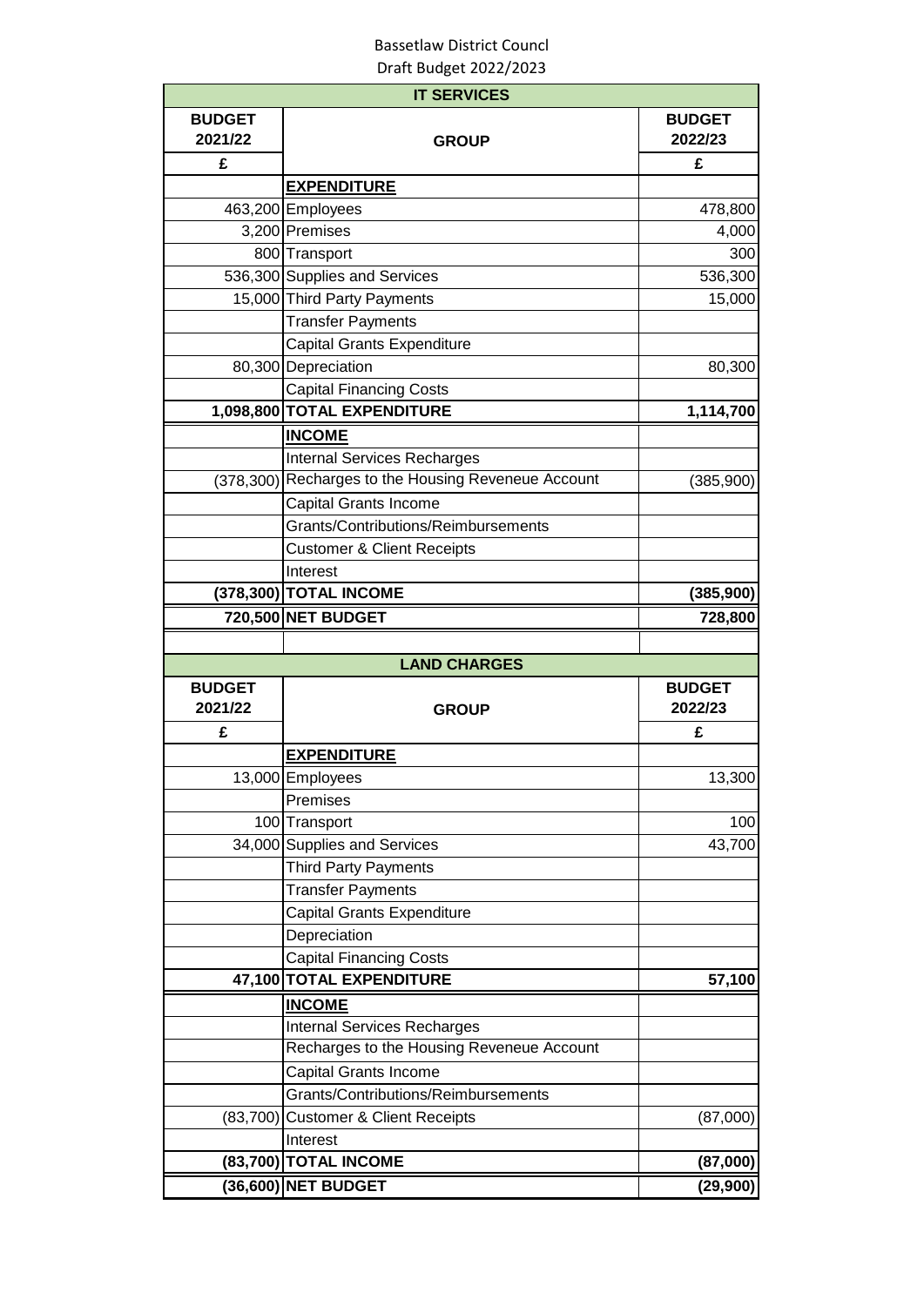Bassetlaw District Councl
Draft Budget 2022/2023

| IT SERVICES | | |
|---|---|---|
| **BUDGET 2021/22** | **GROUP** | **BUDGET 2022/23** |
| **£** | | **£** |
| | **EXPENDITURE** | |
| 463,200 | Employees | 478,800 |
| 3,200 | Premises | 4,000 |
| 800 | Transport | 300 |
| 536,300 | Supplies and Services | 536,300 |
| 15,000 | Third Party Payments | 15,000 |
| | Transfer Payments | |
| | Capital Grants Expenditure | |
| 80,300 | Depreciation | 80,300 |
| | Capital Financing Costs | |
| **1,098,800** | **TOTAL EXPENDITURE** | **1,114,700** |
| | **INCOME** | |
| | Internal Services Recharges | |
| (378,300) | Recharges to the Housing Reveneue Account | (385,900) |
| | Capital Grants Income | |
| | Grants/Contributions/Reimbursements | |
| | Customer & Client Receipts | |
| | Interest | |
| **(378,300)** | **TOTAL INCOME** | **(385,900)** |
| **720,500** | **NET BUDGET** | **728,800** |

| LAND CHARGES | | |
|---|---|---|
| **BUDGET 2021/22** | **GROUP** | **BUDGET 2022/23** |
| **£** | | **£** |
| | **EXPENDITURE** | |
| 13,000 | Employees | 13,300 |
| | Premises | |
| 100 | Transport | 100 |
| 34,000 | Supplies and Services | 43,700 |
| | Third Party Payments | |
| | Transfer Payments | |
| | Capital Grants Expenditure | |
| | Depreciation | |
| | Capital Financing Costs | |
| **47,100** | **TOTAL EXPENDITURE** | **57,100** |
| | **INCOME** | |
| | Internal Services Recharges | |
| | Recharges to the Housing Reveneue Account | |
| | Capital Grants Income | |
| | Grants/Contributions/Reimbursements | |
| (83,700) | Customer & Client Receipts | (87,000) |
| | Interest | |
| **(83,700)** | **TOTAL INCOME** | **(87,000)** |
| **(36,600)** | **NET BUDGET** | **(29,900)** |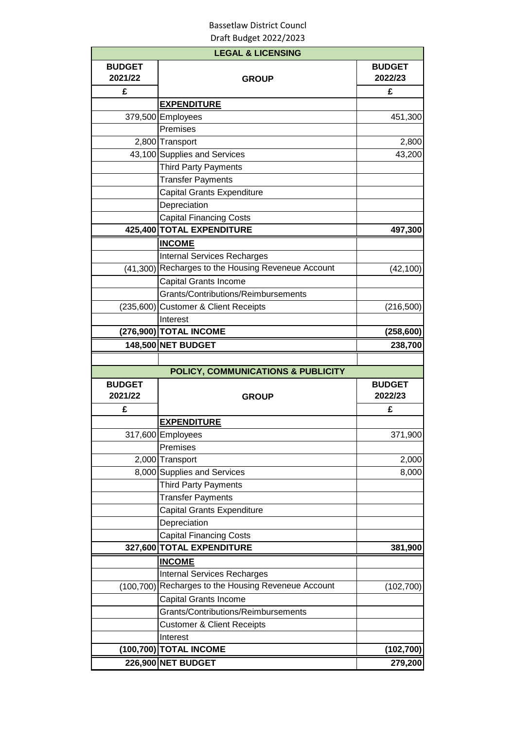Bassetlaw District Councl
Draft Budget 2022/2023

| LEGAL & LICENSING | | |
|---|---|---|
| **BUDGET 2021/22** | **GROUP** | **BUDGET 2022/23** |
| **£** | | **£** |
| | **EXPENDITURE** | |
| 379,500 | Employees | 451,300 |
| | Premises | |
| 2,800 | Transport | 2,800 |
| 43,100 | Supplies and Services | 43,200 |
| | Third Party Payments | |
| | Transfer Payments | |
| | Capital Grants Expenditure | |
| | Depreciation | |
| | Capital Financing Costs | |
| **425,400** | **TOTAL EXPENDITURE** | **497,300** |
| | **INCOME** | |
| | Internal Services Recharges | |
| (41,300) | Recharges to the Housing Reveneue Account | (42,100) |
| | Capital Grants Income | |
| | Grants/Contributions/Reimbursements | |
| (235,600) | Customer & Client Receipts | (216,500) |
| | Interest | |
| **(276,900)** | **TOTAL INCOME** | **(258,600)** |
| **148,500** | **NET BUDGET** | **238,700** |

| POLICY, COMMUNICATIONS & PUBLICITY | | |
|---|---|---|
| **BUDGET 2021/22** | **GROUP** | **BUDGET 2022/23** |
| **£** | | **£** |
| | **EXPENDITURE** | |
| 317,600 | Employees | 371,900 |
| | Premises | |
| 2,000 | Transport | 2,000 |
| 8,000 | Supplies and Services | 8,000 |
| | Third Party Payments | |
| | Transfer Payments | |
| | Capital Grants Expenditure | |
| | Depreciation | |
| | Capital Financing Costs | |
| **327,600** | **TOTAL EXPENDITURE** | **381,900** |
| | **INCOME** | |
| | Internal Services Recharges | |
| (100,700) | Recharges to the Housing Reveneue Account | (102,700) |
| | Capital Grants Income | |
| | Grants/Contributions/Reimbursements | |
| | Customer & Client Receipts | |
| | Interest | |
| **(100,700)** | **TOTAL INCOME** | **(102,700)** |
| **226,900** | **NET BUDGET** | **279,200** |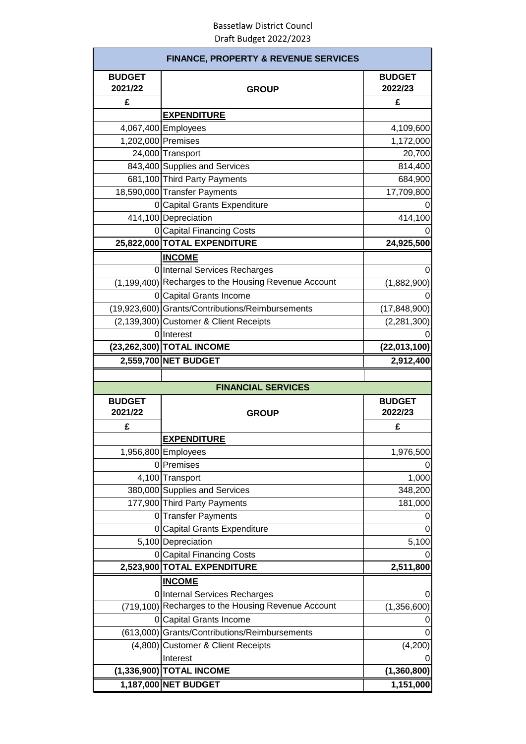Bassetlaw District Councl
Draft Budget 2022/2023

| FINANCE, PROPERTY & REVENUE SERVICES | | |
|---|---|---|
| **BUDGET 2021/22** | **GROUP** | **BUDGET 2022/23** |
| **£** | | **£** |
| | **EXPENDITURE** | |
| 4,067,400 | Employees | 4,109,600 |
| 1,202,000 | Premises | 1,172,000 |
| 24,000 | Transport | 20,700 |
| 843,400 | Supplies and Services | 814,400 |
| 681,100 | Third Party Payments | 684,900 |
| 18,590,000 | Transfer Payments | 17,709,800 |
| 0 | Capital Grants Expenditure | 0 |
| 414,100 | Depreciation | 414,100 |
| 0 | Capital Financing Costs | 0 |
| **25,822,000** | **TOTAL EXPENDITURE** | **24,925,500** |
| | **INCOME** | |
| 0 | Internal Services Recharges | 0 |
| (1,199,400) | Recharges to the Housing Revenue Account | (1,882,900) |
| 0 | Capital Grants Income | 0 |
| (19,923,600) | Grants/Contributions/Reimbursements | (17,848,900) |
| (2,139,300) | Customer & Client Receipts | (2,281,300) |
| 0 | Interest | 0 |
| **(23,262,300)** | **TOTAL INCOME** | **(22,013,100)** |
| **2,559,700** | **NET BUDGET** | **2,912,400** |

| FINANCIAL SERVICES | | |
|---|---|---|
| **BUDGET 2021/22** | **GROUP** | **BUDGET 2022/23** |
| **£** | | **£** |
| | **EXPENDITURE** | |
| 1,956,800 | Employees | 1,976,500 |
| 0 | Premises | 0 |
| 4,100 | Transport | 1,000 |
| 380,000 | Supplies and Services | 348,200 |
| 177,900 | Third Party Payments | 181,000 |
| 0 | Transfer Payments | 0 |
| 0 | Capital Grants Expenditure | 0 |
| 5,100 | Depreciation | 5,100 |
| 0 | Capital Financing Costs | 0 |
| **2,523,900** | **TOTAL EXPENDITURE** | **2,511,800** |
| | **INCOME** | |
| 0 | Internal Services Recharges | 0 |
| (719,100) | Recharges to the Housing Revenue Account | (1,356,600) |
| 0 | Capital Grants Income | 0 |
| (613,000) | Grants/Contributions/Reimbursements | 0 |
| (4,800) | Customer & Client Receipts | (4,200) |
| | Interest | 0 |
| **(1,336,900)** | **TOTAL INCOME** | **(1,360,800)** |
| **1,187,000** | **NET BUDGET** | **1,151,000** |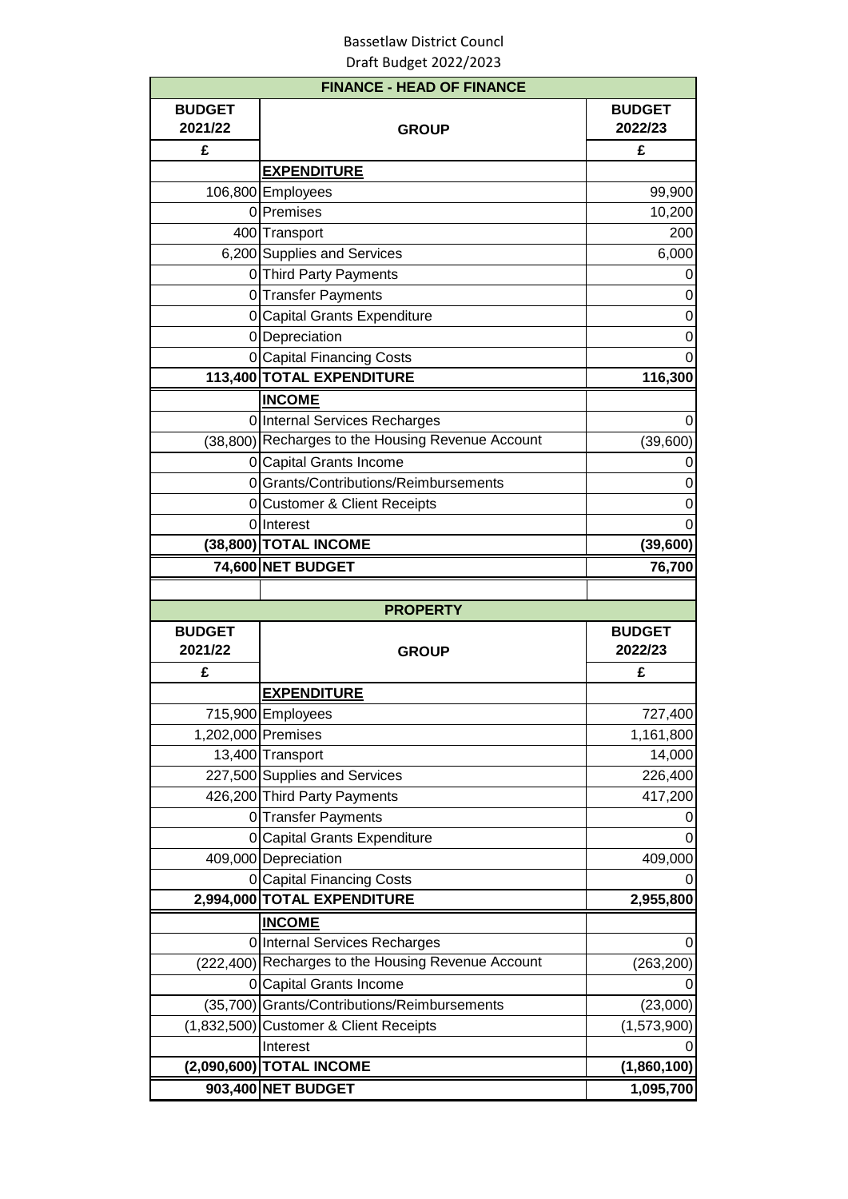Bassetlaw District Councl
Draft Budget 2022/2023

| FINANCE - HEAD OF FINANCE | | |
|---|---|---|
| **BUDGET 2021/22** | **GROUP** | **BUDGET 2022/23** |
| **£** | | **£** |
| | **EXPENDITURE** | |
| 106,800 | Employees | 99,900 |
| 0 | Premises | 10,200 |
| 400 | Transport | 200 |
| 6,200 | Supplies and Services | 6,000 |
| 0 | Third Party Payments | 0 |
| 0 | Transfer Payments | 0 |
| 0 | Capital Grants Expenditure | 0 |
| 0 | Depreciation | 0 |
| 0 | Capital Financing Costs | 0 |
| **113,400** | **TOTAL EXPENDITURE** | **116,300** |
| | **INCOME** | |
| 0 | Internal Services Recharges | 0 |
| (38,800) | Recharges to the Housing Revenue Account | (39,600) |
| 0 | Capital Grants Income | 0 |
| 0 | Grants/Contributions/Reimbursements | 0 |
| 0 | Customer & Client Receipts | 0 |
| 0 | Interest | 0 |
| **(38,800)** | **TOTAL INCOME** | **(39,600)** |
| **74,600** | **NET BUDGET** | **76,700** |

| PROPERTY | | |
|---|---|---|
| **BUDGET 2021/22** | **GROUP** | **BUDGET 2022/23** |
| **£** | | **£** |
| | **EXPENDITURE** | |
| 715,900 | Employees | 727,400 |
| 1,202,000 | Premises | 1,161,800 |
| 13,400 | Transport | 14,000 |
| 227,500 | Supplies and Services | 226,400 |
| 426,200 | Third Party Payments | 417,200 |
| 0 | Transfer Payments | 0 |
| 0 | Capital Grants Expenditure | 0 |
| 409,000 | Depreciation | 409,000 |
| 0 | Capital Financing Costs | 0 |
| **2,994,000** | **TOTAL EXPENDITURE** | **2,955,800** |
| | **INCOME** | |
| 0 | Internal Services Recharges | 0 |
| (222,400) | Recharges to the Housing Revenue Account | (263,200) |
| 0 | Capital Grants Income | 0 |
| (35,700) | Grants/Contributions/Reimbursements | (23,000) |
| (1,832,500) | Customer & Client Receipts | (1,573,900) |
| | Interest | 0 |
| **(2,090,600)** | **TOTAL INCOME** | **(1,860,100)** |
| **903,400** | **NET BUDGET** | **1,095,700** |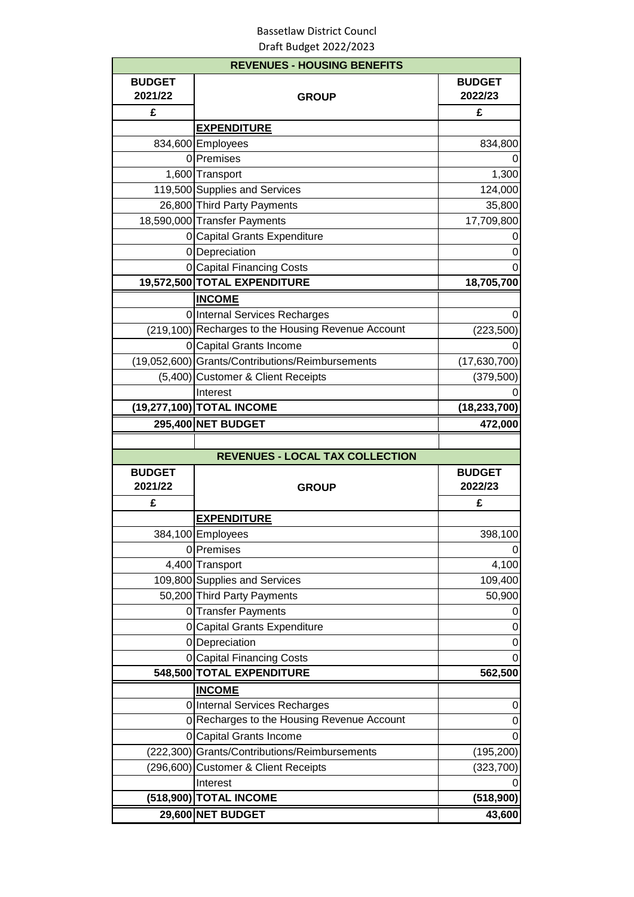Bassetlaw District Councl

Draft Budget 2022/2023

| REVENUES - HOUSING BENEFITS | | |
|---|---|---|
| **BUDGET 2021/22** | **GROUP** | **BUDGET 2022/23** |
| **£** | | **£** |
| | **EXPENDITURE** | |
| 834,600 | Employees | 834,800 |
| 0 | Premises | 0 |
| 1,600 | Transport | 1,300 |
| 119,500 | Supplies and Services | 124,000 |
| 26,800 | Third Party Payments | 35,800 |
| 18,590,000 | Transfer Payments | 17,709,800 |
| 0 | Capital Grants Expenditure | 0 |
| 0 | Depreciation | 0 |
| 0 | Capital Financing Costs | 0 |
| **19,572,500** | **TOTAL EXPENDITURE** | **18,705,700** |
| | **INCOME** | |
| 0 | Internal Services Recharges | 0 |
| (219,100) | Recharges to the Housing Revenue Account | (223,500) |
| 0 | Capital Grants Income | 0 |
| (19,052,600) | Grants/Contributions/Reimbursements | (17,630,700) |
| (5,400) | Customer & Client Receipts | (379,500) |
| | Interest | 0 |
| **(19,277,100)** | **TOTAL INCOME** | **(18,233,700)** |
| **295,400** | **NET BUDGET** | **472,000** |

| REVENUES - LOCAL TAX COLLECTION | | |
|---|---|---|
| **BUDGET 2021/22** | **GROUP** | **BUDGET 2022/23** |
| **£** | | **£** |
| | **EXPENDITURE** | |
| 384,100 | Employees | 398,100 |
| 0 | Premises | 0 |
| 4,400 | Transport | 4,100 |
| 109,800 | Supplies and Services | 109,400 |
| 50,200 | Third Party Payments | 50,900 |
| 0 | Transfer Payments | 0 |
| 0 | Capital Grants Expenditure | 0 |
| 0 | Depreciation | 0 |
| 0 | Capital Financing Costs | 0 |
| **548,500** | **TOTAL EXPENDITURE** | **562,500** |
| | **INCOME** | |
| 0 | Internal Services Recharges | 0 |
| 0 | Recharges to the Housing Revenue Account | 0 |
| 0 | Capital Grants Income | 0 |
| (222,300) | Grants/Contributions/Reimbursements | (195,200) |
| (296,600) | Customer & Client Receipts | (323,700) |
| | Interest | 0 |
| **(518,900)** | **TOTAL INCOME** | **(518,900)** |
| **29,600** | **NET BUDGET** | **43,600** |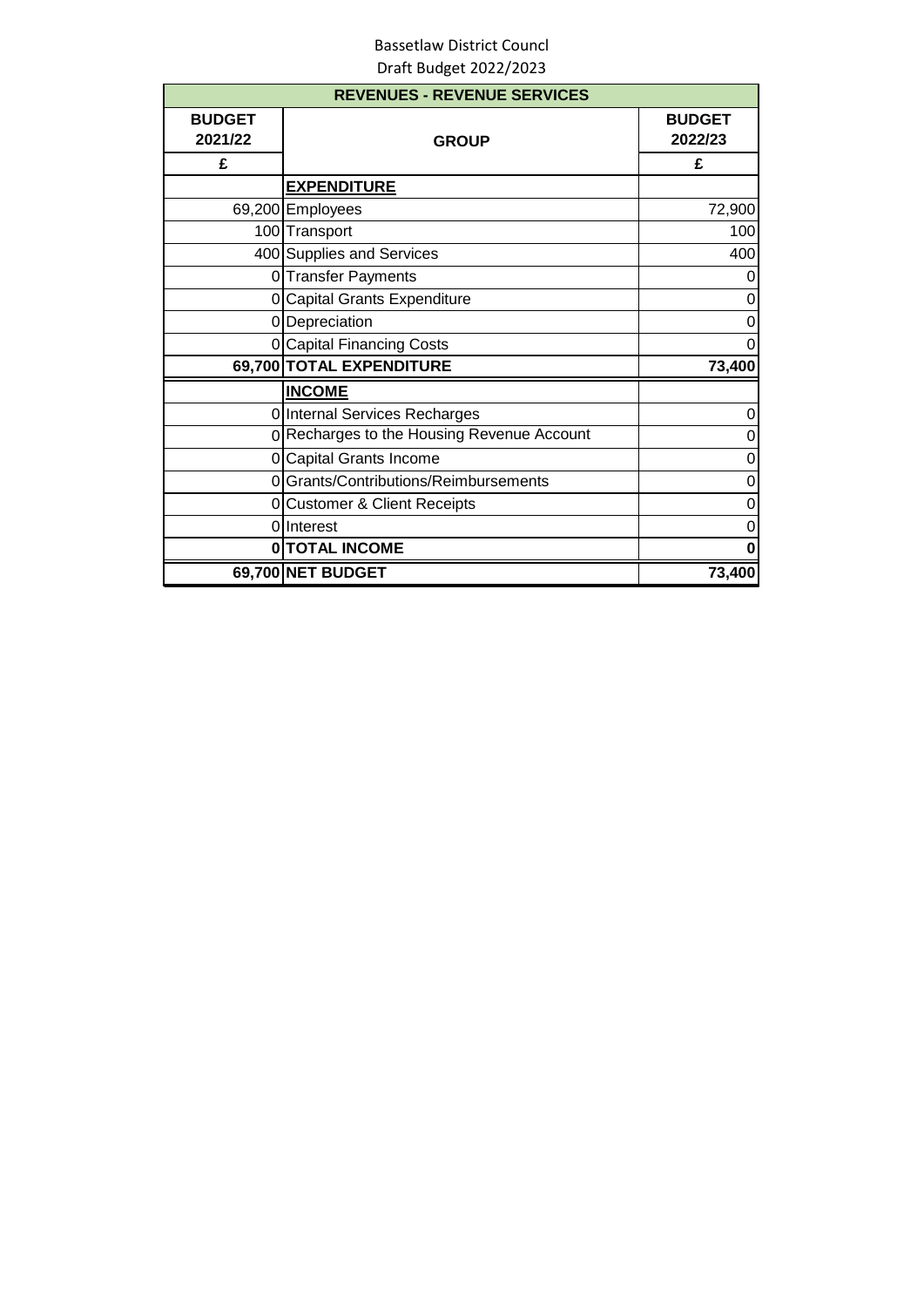Bassetlaw District Councl
Draft Budget 2022/2023

| REVENUES - REVENUE SERVICES | | |
|---|---|---|
| **BUDGET 2021/22** | **GROUP** | **BUDGET 2022/23** |
| **£** | | **£** |
| | **EXPENDITURE** | |
| 69,200 | Employees | 72,900 |
| 100 | Transport | 100 |
| 400 | Supplies and Services | 400 |
| 0 | Transfer Payments | 0 |
| 0 | Capital Grants Expenditure | 0 |
| 0 | Depreciation | 0 |
| 0 | Capital Financing Costs | 0 |
| **69,700** | **TOTAL EXPENDITURE** | **73,400** |
| | **INCOME** | |
| 0 | Internal Services Recharges | 0 |
| 0 | Recharges to the Housing Revenue Account | 0 |
| 0 | Capital Grants Income | 0 |
| 0 | Grants/Contributions/Reimbursements | 0 |
| 0 | Customer & Client Receipts | 0 |
| 0 | Interest | 0 |
| **0** | **TOTAL INCOME** | **0** |
| **69,700** | **NET BUDGET** | **73,400** |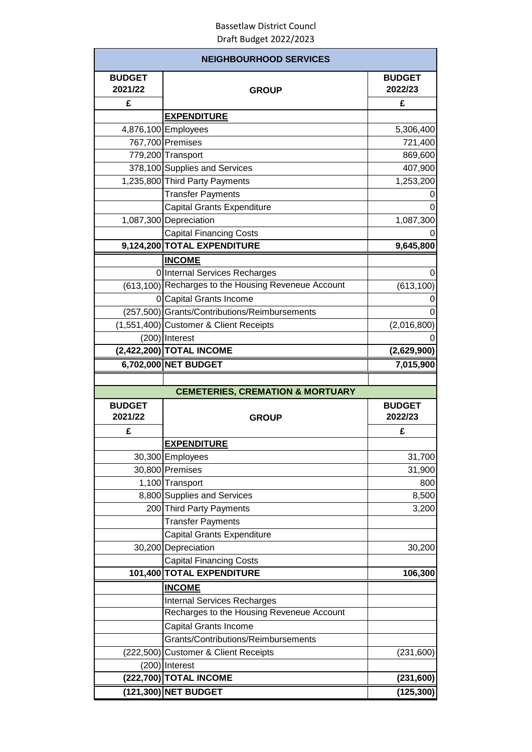Bassetlaw District Councl
Draft Budget 2022/2023

| NEIGHBOURHOOD SERVICES | | |
|---|---|---|
| BUDGET 2021/22 | GROUP | BUDGET 2022/23 |
| £ | | £ |
| | **EXPENDITURE** | |
| 4,876,100 | Employees | 5,306,400 |
| 767,700 | Premises | 721,400 |
| 779,200 | Transport | 869,600 |
| 378,100 | Supplies and Services | 407,900 |
| 1,235,800 | Third Party Payments | 1,253,200 |
| | Transfer Payments | 0 |
| | Capital Grants Expenditure | 0 |
| 1,087,300 | Depreciation | 1,087,300 |
| | Capital Financing Costs | 0 |
| **9,124,200** | **TOTAL EXPENDITURE** | **9,645,800** |
| | **INCOME** | |
| 0 | Internal Services Recharges | 0 |
| (613,100) | Recharges to the Housing Reveneue Account | (613,100) |
| 0 | Capital Grants Income | 0 |
| (257,500) | Grants/Contributions/Reimbursements | 0 |
| (1,551,400) | Customer & Client Receipts | (2,016,800) |
| (200) | Interest | 0 |
| **(2,422,200)** | **TOTAL INCOME** | **(2,629,900)** |
| **6,702,000** | **NET BUDGET** | **7,015,900** |

| CEMETERIES, CREMATION & MORTUARY | | |
|---|---|---|
| BUDGET 2021/22 | GROUP | BUDGET 2022/23 |
| £ | | £ |
| | **EXPENDITURE** | |
| 30,300 | Employees | 31,700 |
| 30,800 | Premises | 31,900 |
| 1,100 | Transport | 800 |
| 8,800 | Supplies and Services | 8,500 |
| 200 | Third Party Payments | 3,200 |
| | Transfer Payments | |
| | Capital Grants Expenditure | |
| 30,200 | Depreciation | 30,200 |
| | Capital Financing Costs | |
| **101,400** | **TOTAL EXPENDITURE** | **106,300** |
| | **INCOME** | |
| | Internal Services Recharges | |
| | Recharges to the Housing Reveneue Account | |
| | Capital Grants Income | |
| | Grants/Contributions/Reimbursements | |
| (222,500) | Customer & Client Receipts | (231,600) |
| (200) | Interest | |
| **(222,700)** | **TOTAL INCOME** | **(231,600)** |
| **(121,300)** | **NET BUDGET** | **(125,300)** |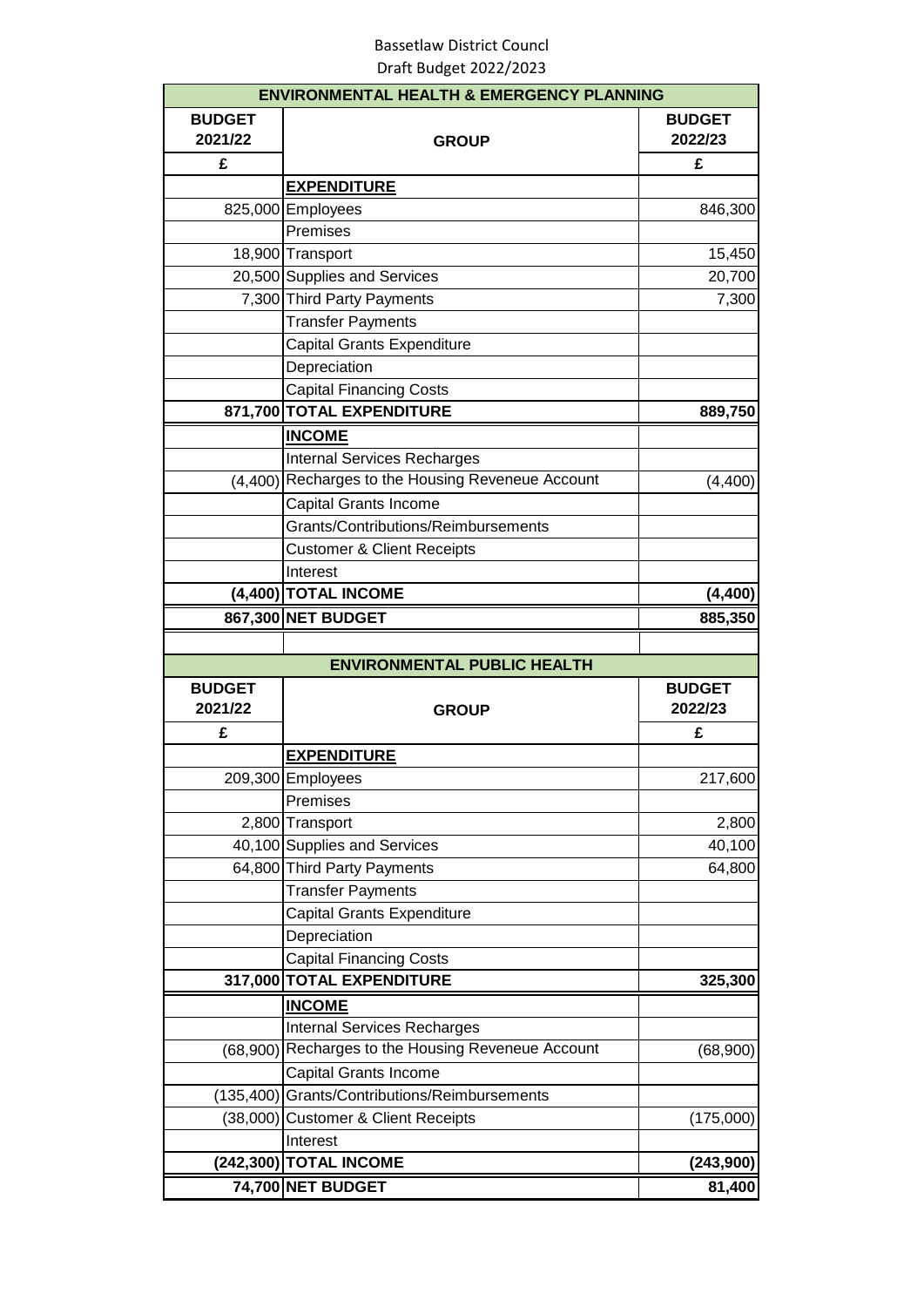Bassetlaw District Councl

Draft Budget 2022/2023

| ENVIRONMENTAL HEALTH & EMERGENCY PLANNING | | |
|---|---|---|
| **BUDGET 2021/22** | **GROUP** | **BUDGET 2022/23** |
| **£** | | **£** |
| | **EXPENDITURE** | |
| 825,000 | Employees | 846,300 |
| | Premises | |
| 18,900 | Transport | 15,450 |
| 20,500 | Supplies and Services | 20,700 |
| 7,300 | Third Party Payments | 7,300 |
| | Transfer Payments | |
| | Capital Grants Expenditure | |
| | Depreciation | |
| | Capital Financing Costs | |
| **871,700** | **TOTAL EXPENDITURE** | **889,750** |
| | **INCOME** | |
| | Internal Services Recharges | |
| (4,400) | Recharges to the Housing Reveneue Account | (4,400) |
| | Capital Grants Income | |
| | Grants/Contributions/Reimbursements | |
| | Customer & Client Receipts | |
| | Interest | |
| **(4,400)** | **TOTAL INCOME** | **(4,400)** |
| **867,300** | **NET BUDGET** | **885,350** |

| ENVIRONMENTAL PUBLIC HEALTH | | |
|---|---|---|
| **BUDGET 2021/22** | **GROUP** | **BUDGET 2022/23** |
| **£** | | **£** |
| | **EXPENDITURE** | |
| 209,300 | Employees | 217,600 |
| | Premises | |
| 2,800 | Transport | 2,800 |
| 40,100 | Supplies and Services | 40,100 |
| 64,800 | Third Party Payments | 64,800 |
| | Transfer Payments | |
| | Capital Grants Expenditure | |
| | Depreciation | |
| | Capital Financing Costs | |
| **317,000** | **TOTAL EXPENDITURE** | **325,300** |
| | **INCOME** | |
| | Internal Services Recharges | |
| (68,900) | Recharges to the Housing Reveneue Account | (68,900) |
| | Capital Grants Income | |
| (135,400) | Grants/Contributions/Reimbursements | |
| (38,000) | Customer & Client Receipts | (175,000) |
| | Interest | |
| **(242,300)** | **TOTAL INCOME** | **(243,900)** |
| **74,700** | **NET BUDGET** | **81,400** |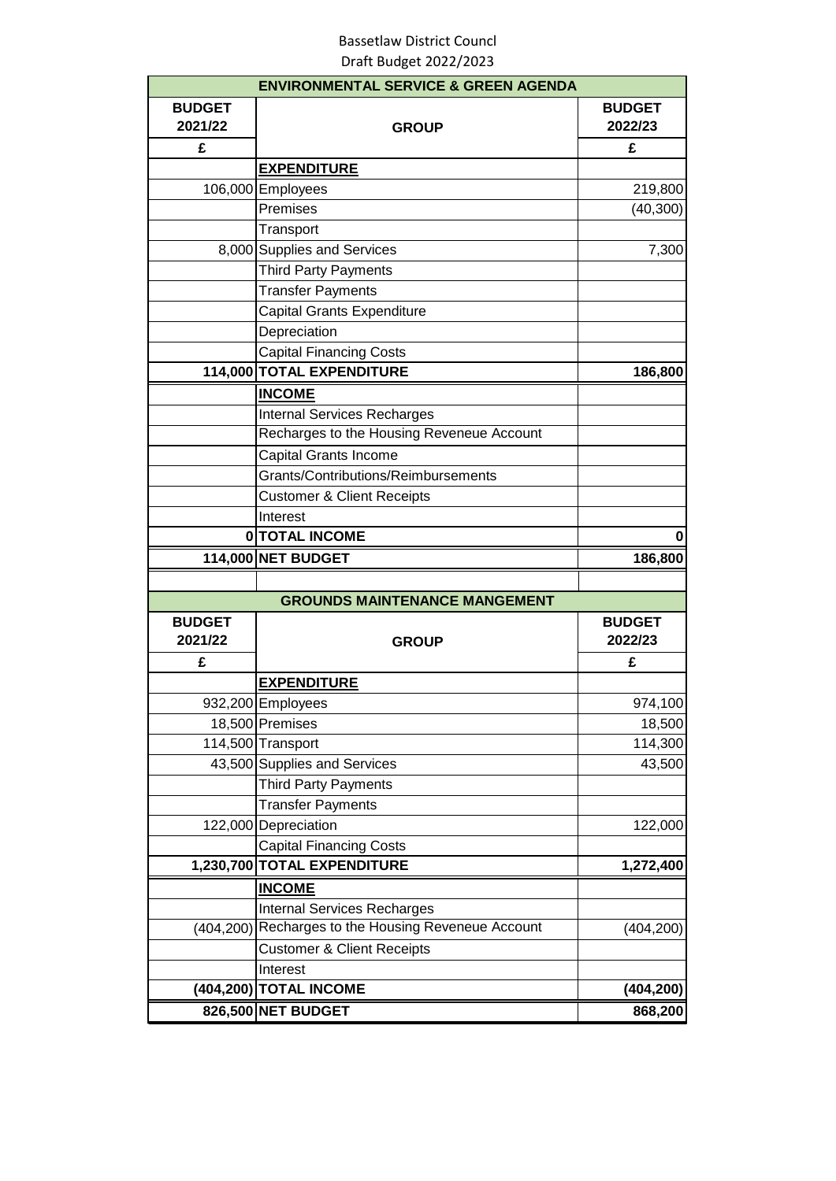Bassetlaw District Councl

Draft Budget 2022/2023

| | ENVIRONMENTAL SERVICE & GREEN AGENDA | |
|---|---|---|
| **BUDGET 2021/22** | **GROUP** | **BUDGET 2022/23** |
| **£** | | **£** |
| | **EXPENDITURE** | |
| 106,000 | Employees | 219,800 |
| | Premises | (40,300) |
| | Transport | |
| 8,000 | Supplies and Services | 7,300 |
| | Third Party Payments | |
| | Transfer Payments | |
| | Capital Grants Expenditure | |
| | Depreciation | |
| | Capital Financing Costs | |
| **114,000** | **TOTAL EXPENDITURE** | **186,800** |
| | **INCOME** | |
| | Internal Services Recharges | |
| | Recharges to the Housing Reveneue Account | |
| | Capital Grants Income | |
| | Grants/Contributions/Reimbursements | |
| | Customer & Client Receipts | |
| | Interest | |
| **0** | **TOTAL INCOME** | **0** |
| **114,000** | **NET BUDGET** | **186,800** |

| | GROUNDS MAINTENANCE MANGEMENT | |
|---|---|---|
| **BUDGET 2021/22** | **GROUP** | **BUDGET 2022/23** |
| **£** | | **£** |
| | **EXPENDITURE** | |
| 932,200 | Employees | 974,100 |
| 18,500 | Premises | 18,500 |
| 114,500 | Transport | 114,300 |
| 43,500 | Supplies and Services | 43,500 |
| | Third Party Payments | |
| | Transfer Payments | |
| 122,000 | Depreciation | 122,000 |
| | Capital Financing Costs | |
| **1,230,700** | **TOTAL EXPENDITURE** | **1,272,400** |
| | **INCOME** | |
| | Internal Services Recharges | |
| (404,200) | Recharges to the Housing Reveneue Account | (404,200) |
| | Customer & Client Receipts | |
| | Interest | |
| **(404,200)** | **TOTAL INCOME** | **(404,200)** |
| **826,500** | **NET BUDGET** | **868,200** |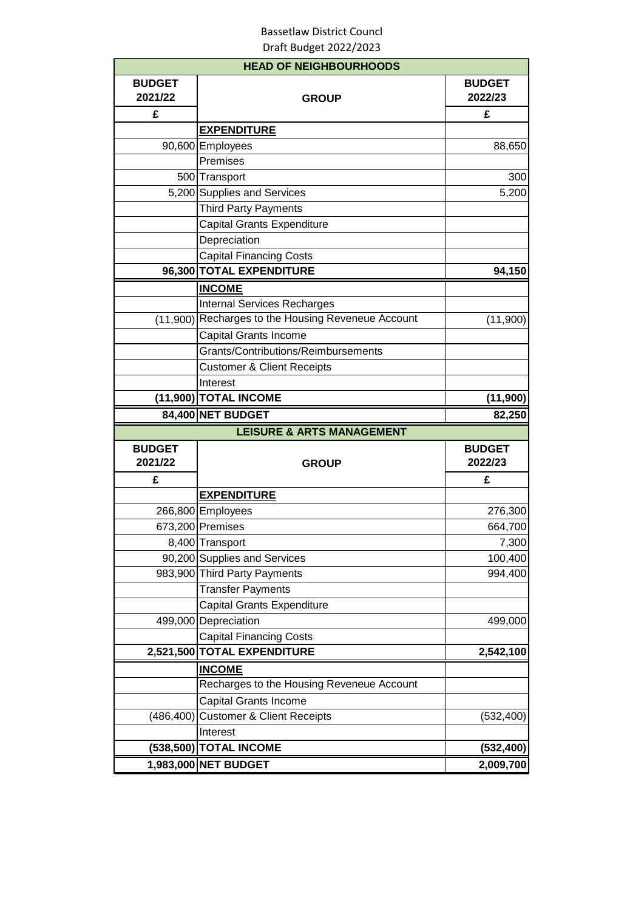Bassetlaw District Councl

Draft Budget 2022/2023

| HEAD OF NEIGHBOURHOODS | | |
|---|---|---|
| **BUDGET 2021/22** | **GROUP** | **BUDGET 2022/23** |
| **£** | | **£** |
| | **EXPENDITURE** | |
| 90,600 | Employees | 88,650 |
| | Premises | |
| 500 | Transport | 300 |
| 5,200 | Supplies and Services | 5,200 |
| | Third Party Payments | |
| | Capital Grants Expenditure | |
| | Depreciation | |
| | Capital Financing Costs | |
| **96,300** | **TOTAL EXPENDITURE** | **94,150** |
| | **INCOME** | |
| | Internal Services Recharges | |
| (11,900) | Recharges to the Housing Reveneue Account | (11,900) |
| | Capital Grants Income | |
| | Grants/Contributions/Reimbursements | |
| | Customer & Client Receipts | |
| | Interest | |
| **(11,900)** | **TOTAL INCOME** | **(11,900)** |
| **84,400** | **NET BUDGET** | **82,250** |

| LEISURE & ARTS MANAGEMENT | | |
|---|---|---|
| **BUDGET 2021/22** | **GROUP** | **BUDGET 2022/23** |
| **£** | | **£** |
| | **EXPENDITURE** | |
| 266,800 | Employees | 276,300 |
| 673,200 | Premises | 664,700 |
| 8,400 | Transport | 7,300 |
| 90,200 | Supplies and Services | 100,400 |
| 983,900 | Third Party Payments | 994,400 |
| | Transfer Payments | |
| | Capital Grants Expenditure | |
| 499,000 | Depreciation | 499,000 |
| | Capital Financing Costs | |
| **2,521,500** | **TOTAL EXPENDITURE** | **2,542,100** |
| | **INCOME** | |
| | Recharges to the Housing Reveneue Account | |
| | Capital Grants Income | |
| (486,400) | Customer & Client Receipts | (532,400) |
| | Interest | |
| **(538,500)** | **TOTAL INCOME** | **(532,400)** |
| **1,983,000** | **NET BUDGET** | **2,009,700** |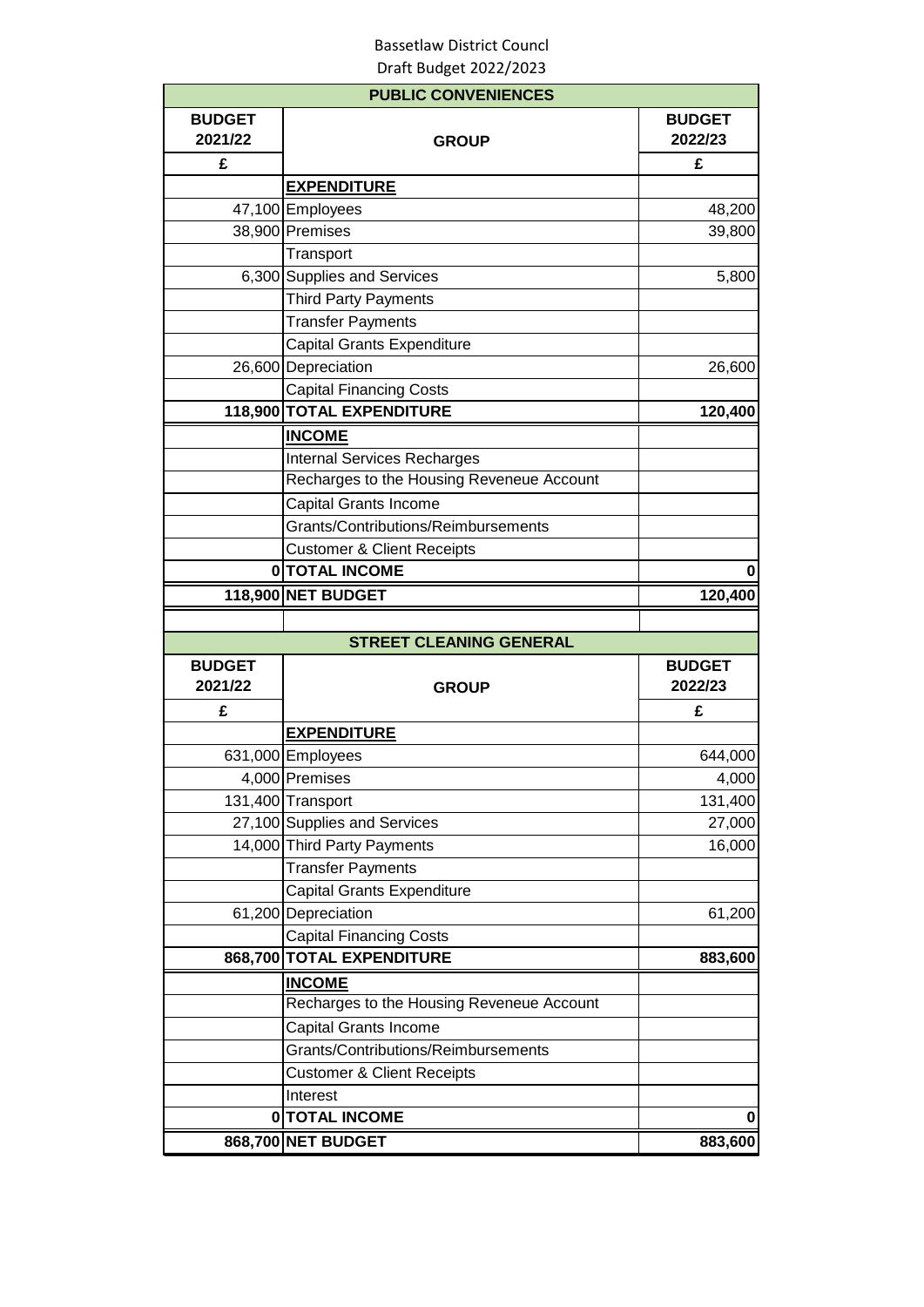Bassetlaw District Councl

Draft Budget 2022/2023

| PUBLIC CONVENIENCES | | |
|---|---|---|
| **BUDGET 2021/22** | **GROUP** | **BUDGET 2022/23** |
| **£** | | **£** |
| | **EXPENDITURE** | |
| 47,100 | Employees | 48,200 |
| 38,900 | Premises | 39,800 |
| | Transport | |
| 6,300 | Supplies and Services | 5,800 |
| | Third Party Payments | |
| | Transfer Payments | |
| | Capital Grants Expenditure | |
| 26,600 | Depreciation | 26,600 |
| | Capital Financing Costs | |
| **118,900** | **TOTAL EXPENDITURE** | **120,400** |
| | **INCOME** | |
| | Internal Services Recharges | |
| | Recharges to the Housing Reveneue Account | |
| | Capital Grants Income | |
| | Grants/Contributions/Reimbursements | |
| | Customer & Client Receipts | |
| **0** | **TOTAL INCOME** | **0** |
| **118,900** | **NET BUDGET** | **120,400** |

| STREET CLEANING GENERAL | | |
|---|---|---|
| **BUDGET 2021/22** | **GROUP** | **BUDGET 2022/23** |
| **£** | | **£** |
| | **EXPENDITURE** | |
| 631,000 | Employees | 644,000 |
| 4,000 | Premises | 4,000 |
| 131,400 | Transport | 131,400 |
| 27,100 | Supplies and Services | 27,000 |
| 14,000 | Third Party Payments | 16,000 |
| | Transfer Payments | |
| | Capital Grants Expenditure | |
| 61,200 | Depreciation | 61,200 |
| | Capital Financing Costs | |
| **868,700** | **TOTAL EXPENDITURE** | **883,600** |
| | **INCOME** | |
| | Recharges to the Housing Reveneue Account | |
| | Capital Grants Income | |
| | Grants/Contributions/Reimbursements | |
| | Customer & Client Receipts | |
| | Interest | |
| **0** | **TOTAL INCOME** | **0** |
| **868,700** | **NET BUDGET** | **883,600** |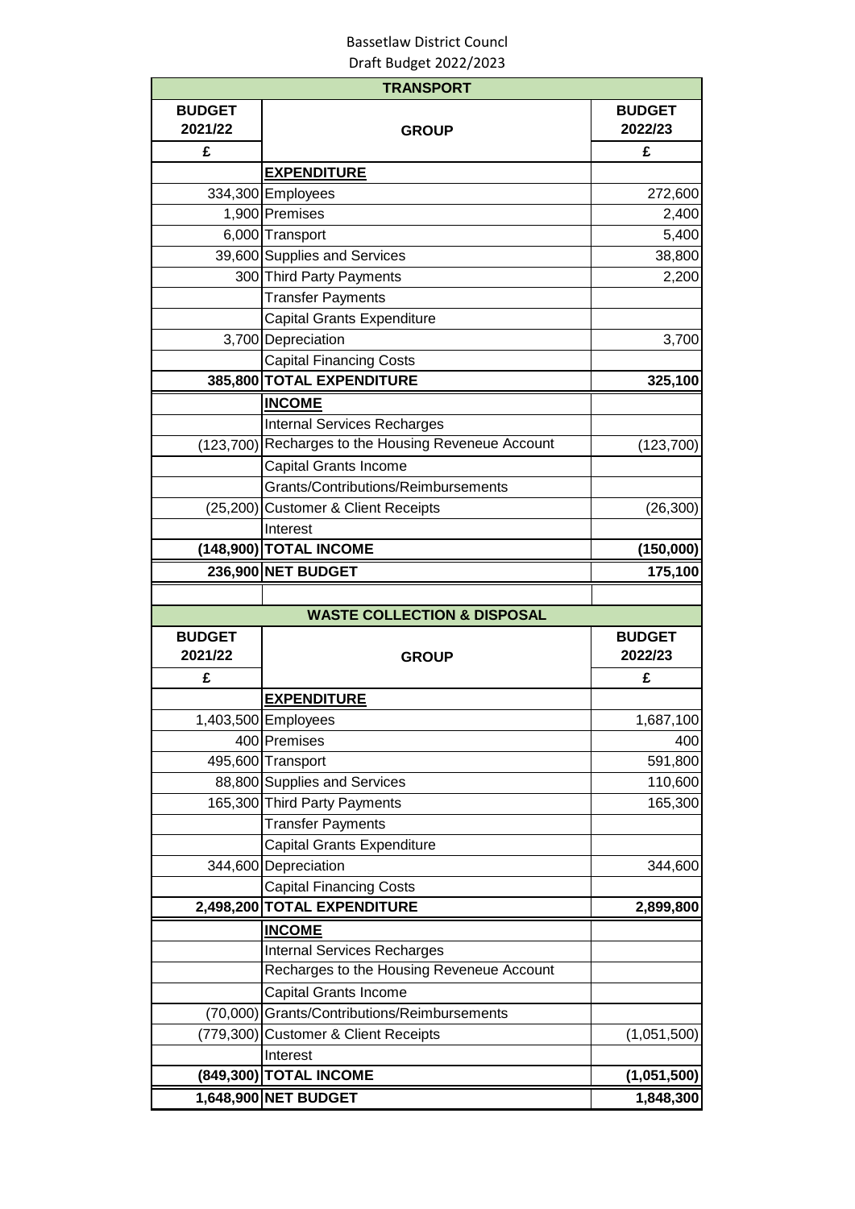Bassetlaw District Councl
Draft Budget 2022/2023

| TRANSPORT | | |
|---|---|---|
| **BUDGET 2021/22** | **GROUP** | **BUDGET 2022/23** |
| **£** | | **£** |
| | **EXPENDITURE** | |
| 334,300 | Employees | 272,600 |
| 1,900 | Premises | 2,400 |
| 6,000 | Transport | 5,400 |
| 39,600 | Supplies and Services | 38,800 |
| 300 | Third Party Payments | 2,200 |
| | Transfer Payments | |
| | Capital Grants Expenditure | |
| 3,700 | Depreciation | 3,700 |
| | Capital Financing Costs | |
| **385,800** | **TOTAL EXPENDITURE** | **325,100** |
| | **INCOME** | |
| | Internal Services Recharges | |
| (123,700) | Recharges to the Housing Reveneue Account | (123,700) |
| | Capital Grants Income | |
| | Grants/Contributions/Reimbursements | |
| (25,200) | Customer & Client Receipts | (26,300) |
| | Interest | |
| **(148,900)** | **TOTAL INCOME** | **(150,000)** |
| **236,900** | **NET BUDGET** | **175,100** |

| WASTE COLLECTION & DISPOSAL | | |
|---|---|---|
| **BUDGET 2021/22** | **GROUP** | **BUDGET 2022/23** |
| **£** | | **£** |
| | **EXPENDITURE** | |
| 1,403,500 | Employees | 1,687,100 |
| 400 | Premises | 400 |
| 495,600 | Transport | 591,800 |
| 88,800 | Supplies and Services | 110,600 |
| 165,300 | Third Party Payments | 165,300 |
| | Transfer Payments | |
| | Capital Grants Expenditure | |
| 344,600 | Depreciation | 344,600 |
| | Capital Financing Costs | |
| **2,498,200** | **TOTAL EXPENDITURE** | **2,899,800** |
| | **INCOME** | |
| | Internal Services Recharges | |
| | Recharges to the Housing Reveneue Account | |
| | Capital Grants Income | |
| (70,000) | Grants/Contributions/Reimbursements | |
| (779,300) | Customer & Client Receipts | (1,051,500) |
| | Interest | |
| **(849,300)** | **TOTAL INCOME** | **(1,051,500)** |
| **1,648,900** | **NET BUDGET** | **1,848,300** |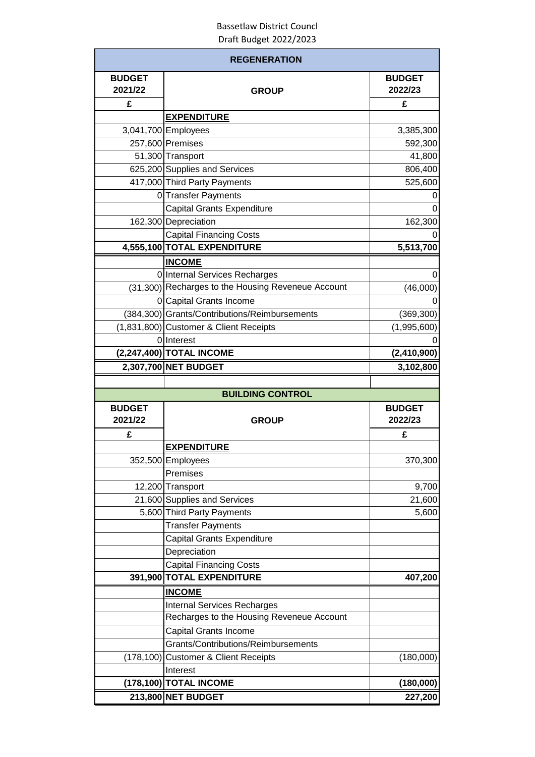Bassetlaw District Councl

Draft Budget 2022/2023

| REGENERATION | | |
|---|---|---|
| **BUDGET 2021/22** | **GROUP** | **BUDGET 2022/23** |
| **£** | | **£** |
| | **EXPENDITURE** | |
| 3,041,700 | Employees | 3,385,300 |
| 257,600 | Premises | 592,300 |
| 51,300 | Transport | 41,800 |
| 625,200 | Supplies and Services | 806,400 |
| 417,000 | Third Party Payments | 525,600 |
| 0 | Transfer Payments | 0 |
| | Capital Grants Expenditure | 0 |
| 162,300 | Depreciation | 162,300 |
| | Capital Financing Costs | 0 |
| **4,555,100** | **TOTAL EXPENDITURE** | **5,513,700** |
| | **INCOME** | |
| 0 | Internal Services Recharges | 0 |
| (31,300) | Recharges to the Housing Reveneue Account | (46,000) |
| 0 | Capital Grants Income | 0 |
| (384,300) | Grants/Contributions/Reimbursements | (369,300) |
| (1,831,800) | Customer & Client Receipts | (1,995,600) |
| 0 | Interest | 0 |
| **(2,247,400)** | **TOTAL INCOME** | **(2,410,900)** |
| **2,307,700** | **NET BUDGET** | **3,102,800** |

| BUILDING CONTROL | | |
|---|---|---|
| **BUDGET 2021/22** | **GROUP** | **BUDGET 2022/23** |
| **£** | | **£** |
| | **EXPENDITURE** | |
| 352,500 | Employees | 370,300 |
| | Premises | |
| 12,200 | Transport | 9,700 |
| 21,600 | Supplies and Services | 21,600 |
| 5,600 | Third Party Payments | 5,600 |
| | Transfer Payments | |
| | Capital Grants Expenditure | |
| | Depreciation | |
| | Capital Financing Costs | |
| **391,900** | **TOTAL EXPENDITURE** | **407,200** |
| | **INCOME** | |
| | Internal Services Recharges | |
| | Recharges to the Housing Reveneue Account | |
| | Capital Grants Income | |
| | Grants/Contributions/Reimbursements | |
| (178,100) | Customer & Client Receipts | (180,000) |
| | Interest | |
| **(178,100)** | **TOTAL INCOME** | **(180,000)** |
| **213,800** | **NET BUDGET** | **227,200** |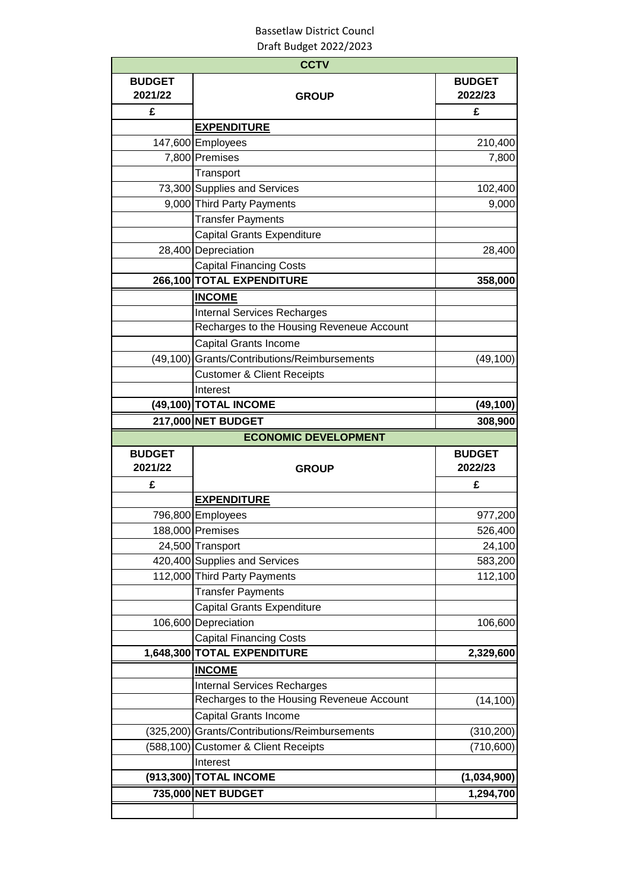Bassetlaw District Councl

Draft Budget 2022/2023

| CCTV | | |
|---|---|---|
| **BUDGET 2021/22** | **GROUP** | **BUDGET 2022/23** |
| **£** | | **£** |
| | **EXPENDITURE** | |
| 147,600 | Employees | 210,400 |
| 7,800 | Premises | 7,800 |
| | Transport | |
| 73,300 | Supplies and Services | 102,400 |
| 9,000 | Third Party Payments | 9,000 |
| | Transfer Payments | |
| | Capital Grants Expenditure | |
| 28,400 | Depreciation | 28,400 |
| | Capital Financing Costs | |
| **266,100** | **TOTAL EXPENDITURE** | **358,000** |
| | **INCOME** | |
| | Internal Services Recharges | |
| | Recharges to the Housing Reveneue Account | |
| | Capital Grants Income | |
| (49,100) | Grants/Contributions/Reimbursements | (49,100) |
| | Customer & Client Receipts | |
| | Interest | |
| **(49,100)** | **TOTAL INCOME** | **(49,100)** |
| **217,000** | **NET BUDGET** | **308,900** |

| ECONOMIC DEVELOPMENT | | |
|---|---|---|
| **BUDGET 2021/22** | **GROUP** | **BUDGET 2022/23** |
| **£** | | **£** |
| | **EXPENDITURE** | |
| 796,800 | Employees | 977,200 |
| 188,000 | Premises | 526,400 |
| 24,500 | Transport | 24,100 |
| 420,400 | Supplies and Services | 583,200 |
| 112,000 | Third Party Payments | 112,100 |
| | Transfer Payments | |
| | Capital Grants Expenditure | |
| 106,600 | Depreciation | 106,600 |
| | Capital Financing Costs | |
| **1,648,300** | **TOTAL EXPENDITURE** | **2,329,600** |
| | **INCOME** | |
| | Internal Services Recharges | |
| | Recharges to the Housing Reveneue Account | (14,100) |
| | Capital Grants Income | |
| (325,200) | Grants/Contributions/Reimbursements | (310,200) |
| (588,100) | Customer & Client Receipts | (710,600) |
| | Interest | |
| **(913,300)** | **TOTAL INCOME** | **(1,034,900)** |
| **735,000** | **NET BUDGET** | **1,294,700** |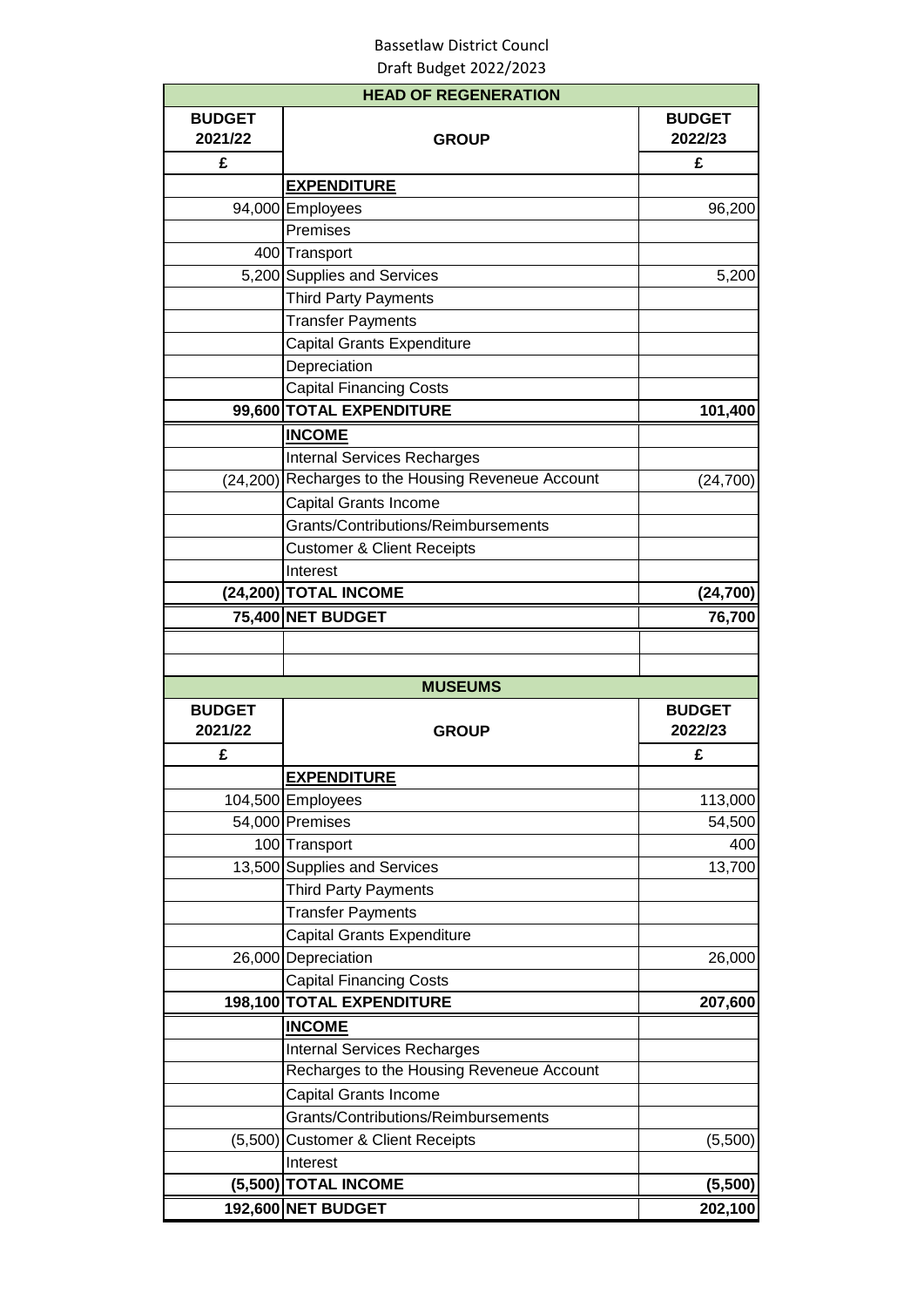Bassetlaw District Councl
Draft Budget 2022/2023

| HEAD OF REGENERATION | | |
|---|---|---|
| **BUDGET 2021/22** | **GROUP** | **BUDGET 2022/23** |
| **£** | | **£** |
| | **EXPENDITURE** | |
| 94,000 | Employees | 96,200 |
| | Premises | |
| 400 | Transport | |
| 5,200 | Supplies and Services | 5,200 |
| | Third Party Payments | |
| | Transfer Payments | |
| | Capital Grants Expenditure | |
| | Depreciation | |
| | Capital Financing Costs | |
| **99,600** | **TOTAL EXPENDITURE** | **101,400** |
| | **INCOME** | |
| | Internal Services Recharges | |
| (24,200) | Recharges to the Housing Reveneue Account | (24,700) |
| | Capital Grants Income | |
| | Grants/Contributions/Reimbursements | |
| | Customer & Client Receipts | |
| | Interest | |
| **(24,200)** | **TOTAL INCOME** | **(24,700)** |
| **75,400** | **NET BUDGET** | **76,700** |

| MUSEUMS | | |
|---|---|---|
| **BUDGET 2021/22** | **GROUP** | **BUDGET 2022/23** |
| **£** | | **£** |
| | **EXPENDITURE** | |
| 104,500 | Employees | 113,000 |
| 54,000 | Premises | 54,500 |
| 100 | Transport | 400 |
| 13,500 | Supplies and Services | 13,700 |
| | Third Party Payments | |
| | Transfer Payments | |
| | Capital Grants Expenditure | |
| 26,000 | Depreciation | 26,000 |
| | Capital Financing Costs | |
| **198,100** | **TOTAL EXPENDITURE** | **207,600** |
| | **INCOME** | |
| | Internal Services Recharges | |
| | Recharges to the Housing Reveneue Account | |
| | Capital Grants Income | |
| | Grants/Contributions/Reimbursements | |
| (5,500) | Customer & Client Receipts | (5,500) |
| | Interest | |
| **(5,500)** | **TOTAL INCOME** | **(5,500)** |
| **192,600** | **NET BUDGET** | **202,100** |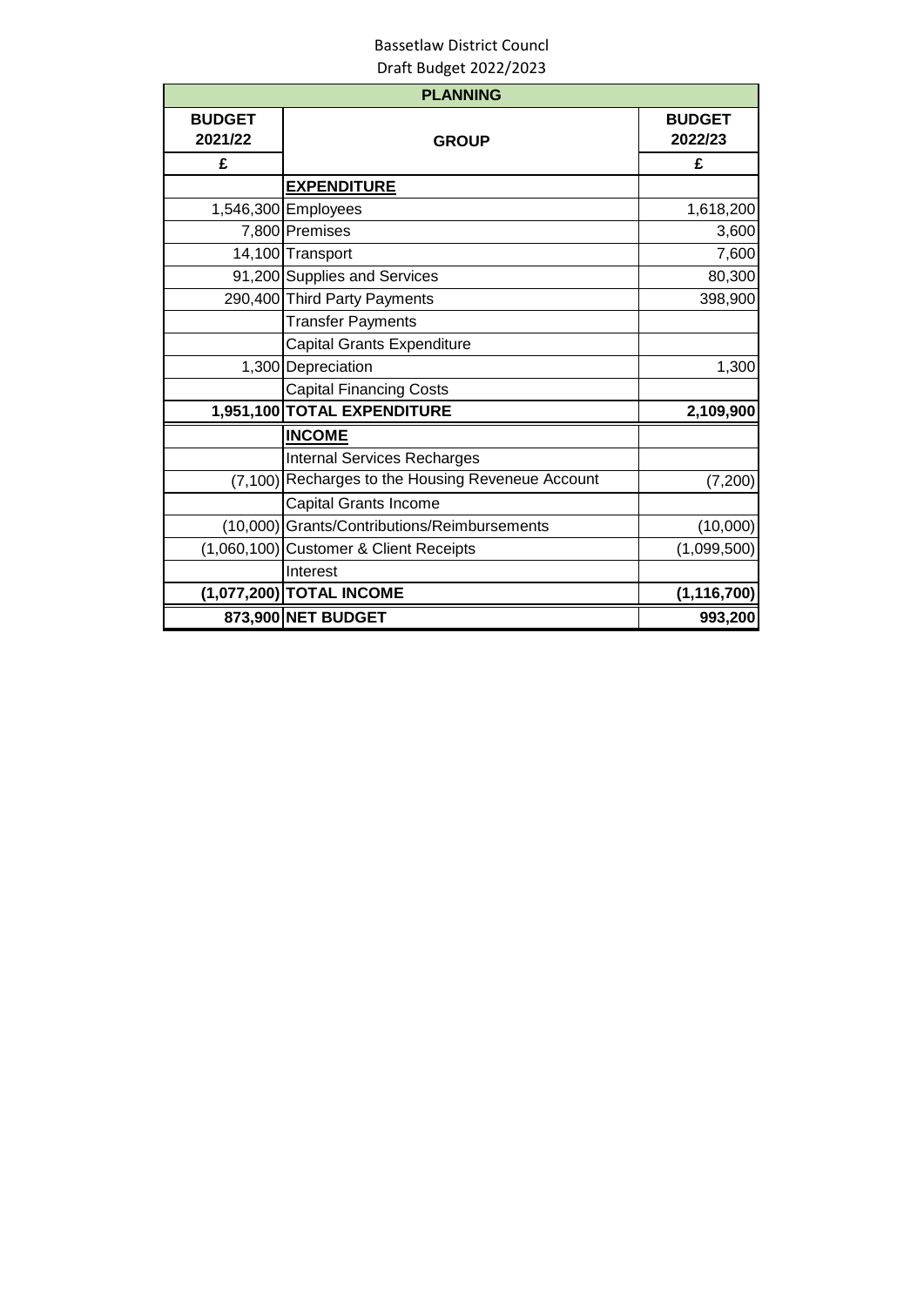Bassetlaw District Councl
Draft Budget 2022/2023

| PLANNING | | |
|---|---|---|
| **BUDGET 2021/22** | **GROUP** | **BUDGET 2022/23** |
| **£** | | **£** |
| | **EXPENDITURE** | |
| 1,546,300 | Employees | 1,618,200 |
| 7,800 | Premises | 3,600 |
| 14,100 | Transport | 7,600 |
| 91,200 | Supplies and Services | 80,300 |
| 290,400 | Third Party Payments | 398,900 |
| | Transfer Payments | |
| | Capital Grants Expenditure | |
| 1,300 | Depreciation | 1,300 |
| | Capital Financing Costs | |
| **1,951,100** | **TOTAL EXPENDITURE** | **2,109,900** |
| | **INCOME** | |
| | Internal Services Recharges | |
| (7,100) | Recharges to the Housing Reveneue Account | (7,200) |
| | Capital Grants Income | |
| (10,000) | Grants/Contributions/Reimbursements | (10,000) |
| (1,060,100) | Customer & Client Receipts | (1,099,500) |
| | Interest | |
| **(1,077,200)** | **TOTAL INCOME** | **(1,116,700)** |
| **873,900** | **NET BUDGET** | **993,200** |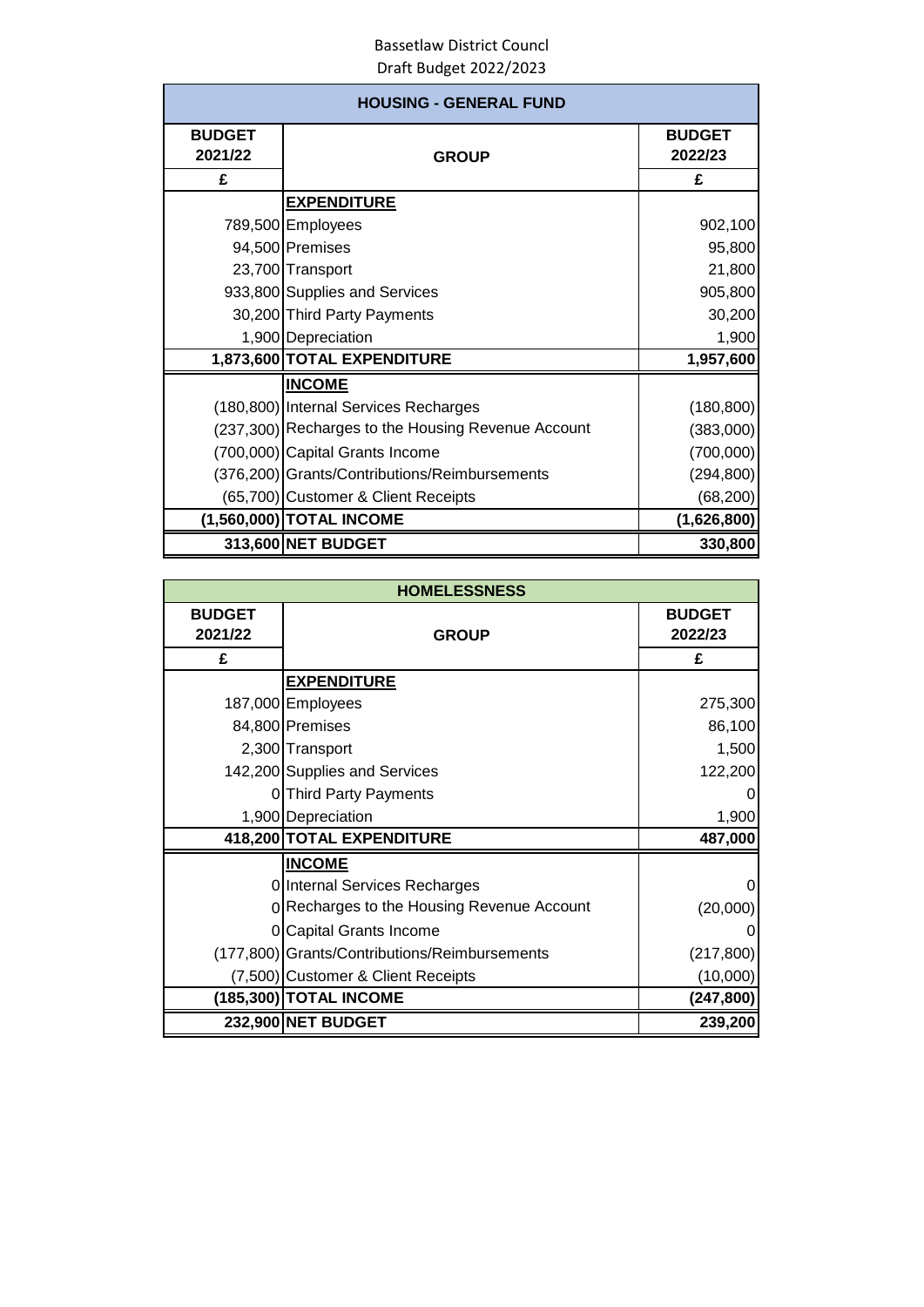Bassetlaw District Councl
Draft Budget 2022/2023

| HOUSING - GENERAL FUND | | |
|---|---|---|
| **BUDGET 2021/22** | **GROUP** | **BUDGET 2022/23** |
| **£** | | **£** |
| | **EXPENDITURE** | |
| 789,500 | Employees | 902,100 |
| 94,500 | Premises | 95,800 |
| 23,700 | Transport | 21,800 |
| 933,800 | Supplies and Services | 905,800 |
| 30,200 | Third Party Payments | 30,200 |
| 1,900 | Depreciation | 1,900 |
| **1,873,600** | **TOTAL EXPENDITURE** | **1,957,600** |
| | **INCOME** | |
| (180,800) | Internal Services Recharges | (180,800) |
| (237,300) | Recharges to the Housing Revenue Account | (383,000) |
| (700,000) | Capital Grants Income | (700,000) |
| (376,200) | Grants/Contributions/Reimbursements | (294,800) |
| (65,700) | Customer & Client Receipts | (68,200) |
| **(1,560,000)** | **TOTAL INCOME** | **(1,626,800)** |
| **313,600** | **NET BUDGET** | **330,800** |

| HOMELESSNESS | | |
|---|---|---|
| **BUDGET 2021/22** | **GROUP** | **BUDGET 2022/23** |
| **£** | | **£** |
| | **EXPENDITURE** | |
| 187,000 | Employees | 275,300 |
| 84,800 | Premises | 86,100 |
| 2,300 | Transport | 1,500 |
| 142,200 | Supplies and Services | 122,200 |
| 0 | Third Party Payments | 0 |
| 1,900 | Depreciation | 1,900 |
| **418,200** | **TOTAL EXPENDITURE** | **487,000** |
| | **INCOME** | |
| 0 | Internal Services Recharges | 0 |
| 0 | Recharges to the Housing Revenue Account | (20,000) |
| 0 | Capital Grants Income | 0 |
| (177,800) | Grants/Contributions/Reimbursements | (217,800) |
| (7,500) | Customer & Client Receipts | (10,000) |
| **(185,300)** | **TOTAL INCOME** | **(247,800)** |
| **232,900** | **NET BUDGET** | **239,200** |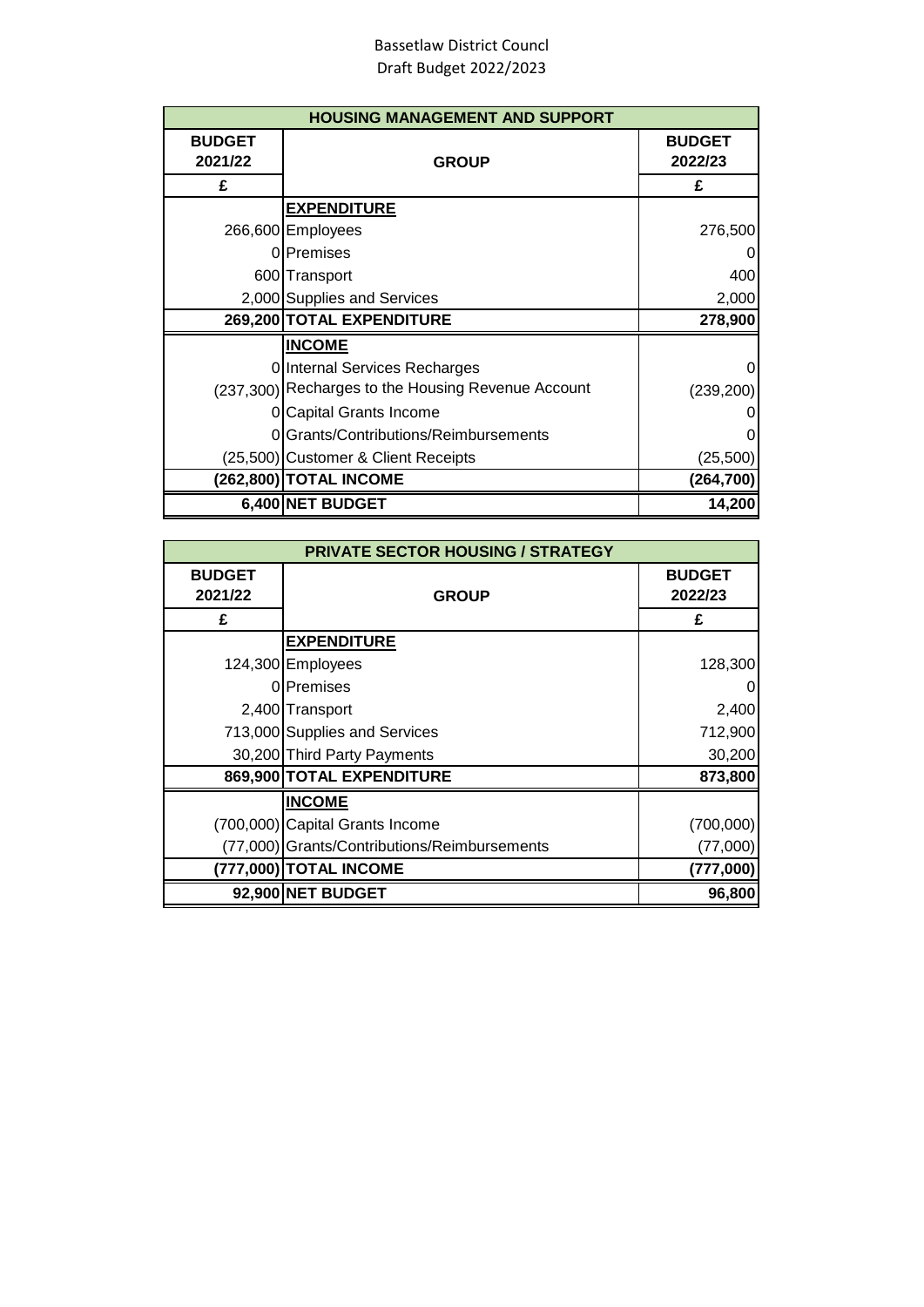Bassetlaw District Councl
Draft Budget 2022/2023

| HOUSING MANAGEMENT AND SUPPORT | | |
|---|---|---|
| **BUDGET 2021/22** | **GROUP** | **BUDGET 2022/23** |
| **£** | | **£** |
| | **EXPENDITURE** | |
| 266,600 | Employees | 276,500 |
| 0 | Premises | 0 |
| 600 | Transport | 400 |
| 2,000 | Supplies and Services | 2,000 |
| **269,200** | **TOTAL EXPENDITURE** | **278,900** |
| | **INCOME** | |
| 0 | Internal Services Recharges | 0 |
| (237,300) | Recharges to the Housing Revenue Account | (239,200) |
| 0 | Capital Grants Income | 0 |
| 0 | Grants/Contributions/Reimbursements | 0 |
| (25,500) | Customer & Client Receipts | (25,500) |
| **(262,800)** | **TOTAL INCOME** | **(264,700)** |
| **6,400** | **NET BUDGET** | **14,200** |

| PRIVATE SECTOR HOUSING / STRATEGY | | |
|---|---|---|
| **BUDGET 2021/22** | **GROUP** | **BUDGET 2022/23** |
| **£** | | **£** |
| | **EXPENDITURE** | |
| 124,300 | Employees | 128,300 |
| 0 | Premises | 0 |
| 2,400 | Transport | 2,400 |
| 713,000 | Supplies and Services | 712,900 |
| 30,200 | Third Party Payments | 30,200 |
| **869,900** | **TOTAL EXPENDITURE** | **873,800** |
| | **INCOME** | |
| (700,000) | Capital Grants Income | (700,000) |
| (77,000) | Grants/Contributions/Reimbursements | (77,000) |
| **(777,000)** | **TOTAL INCOME** | **(777,000)** |
| **92,900** | **NET BUDGET** | **96,800** |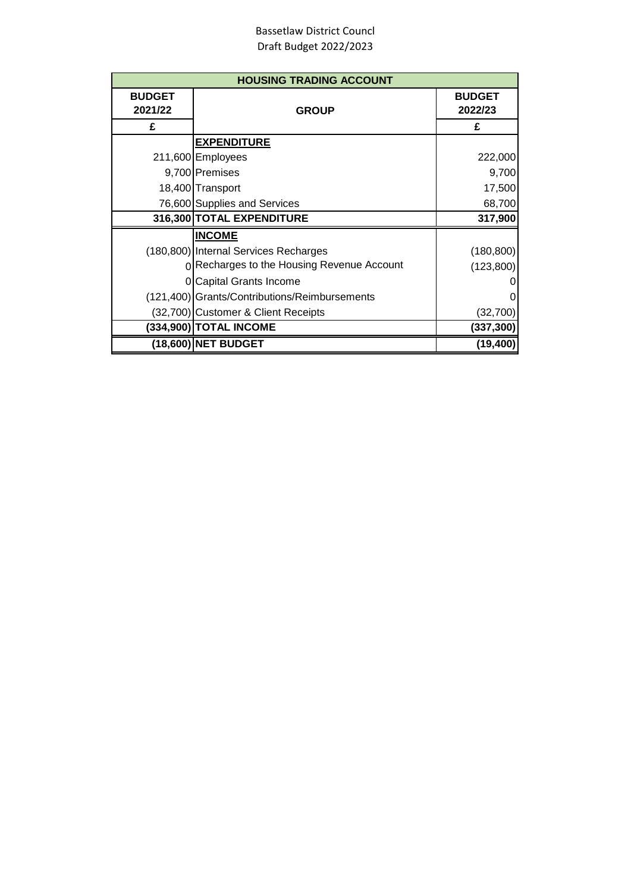Bassetlaw District Councl
Draft Budget 2022/2023

| HOUSING TRADING ACCOUNT | | |
|---|---|---|
| **BUDGET 2021/22** | **GROUP** | **BUDGET 2022/23** |
| **£** | | **£** |
| | **EXPENDITURE** | |
| 211,600 | Employees | 222,000 |
| 9,700 | Premises | 9,700 |
| 18,400 | Transport | 17,500 |
| 76,600 | Supplies and Services | 68,700 |
| **316,300** | **TOTAL EXPENDITURE** | **317,900** |
| | **INCOME** | |
| (180,800) | Internal Services Recharges | (180,800) |
| 0 | Recharges to the Housing Revenue Account | (123,800) |
| 0 | Capital Grants Income | 0 |
| (121,400) | Grants/Contributions/Reimbursements | 0 |
| (32,700) | Customer & Client Receipts | (32,700) |
| **(334,900)** | **TOTAL INCOME** | **(337,300)** |
| **(18,600)** | **NET BUDGET** | **(19,400)** |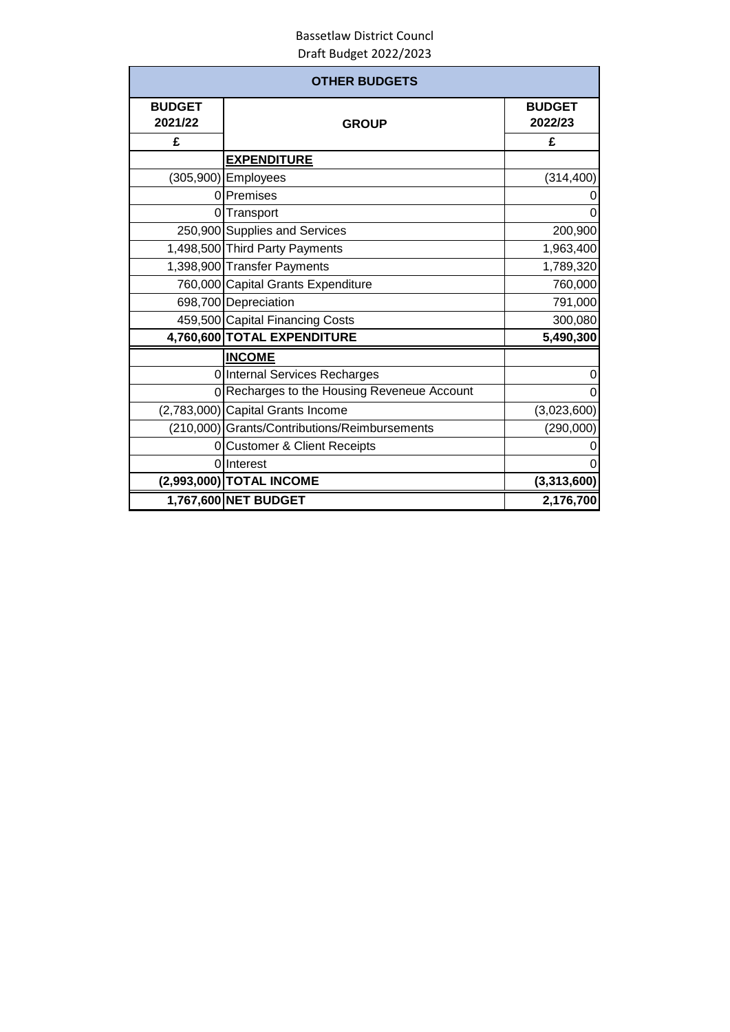Bassetlaw District Councl
Draft Budget 2022/2023

| OTHER BUDGETS | | |
|---|---|---|
| **BUDGET 2021/22** | **GROUP** | **BUDGET 2022/23** |
| **£** | | **£** |
| | **EXPENDITURE** | |
| (305,900) | Employees | (314,400) |
| 0 | Premises | 0 |
| 0 | Transport | 0 |
| 250,900 | Supplies and Services | 200,900 |
| 1,498,500 | Third Party Payments | 1,963,400 |
| 1,398,900 | Transfer Payments | 1,789,320 |
| 760,000 | Capital Grants Expenditure | 760,000 |
| 698,700 | Depreciation | 791,000 |
| 459,500 | Capital Financing Costs | 300,080 |
| **4,760,600** | **TOTAL EXPENDITURE** | **5,490,300** |
| | **INCOME** | |
| 0 | Internal Services Recharges | 0 |
| 0 | Recharges to the Housing Reveneue Account | 0 |
| (2,783,000) | Capital Grants Income | (3,023,600) |
| (210,000) | Grants/Contributions/Reimbursements | (290,000) |
| 0 | Customer & Client Receipts | 0 |
| 0 | Interest | 0 |
| **(2,993,000)** | **TOTAL INCOME** | **(3,313,600)** |
| **1,767,600** | **NET BUDGET** | **2,176,700** |